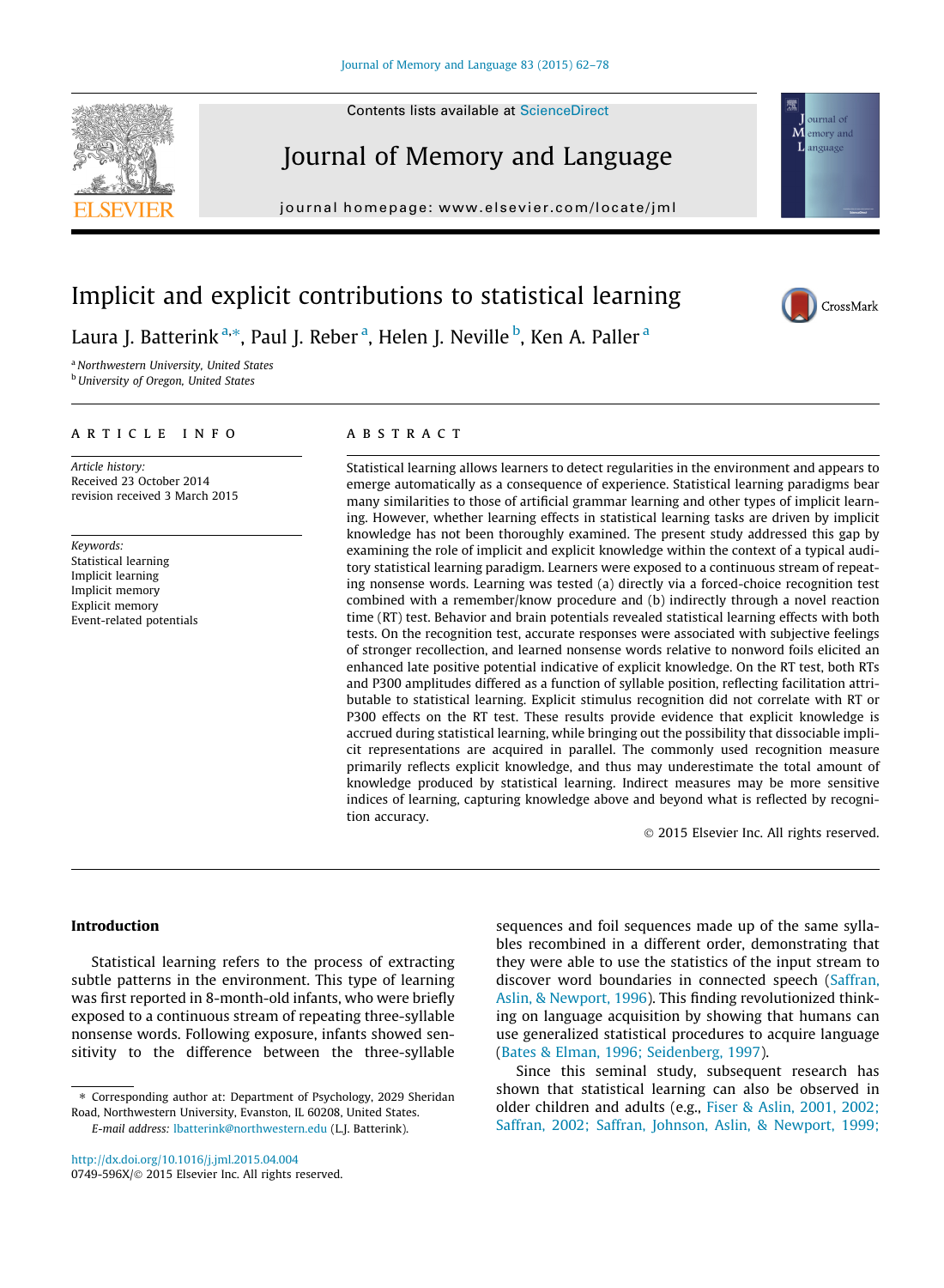# Implicit and explicit contributions to statistical learning

Laura J. Batterink[a,*], Paul J. Reber[a], Helen J. Neville[b], Ken A. Paller[a]

[a] Northwestern University, United States
[b] University of Oregon, United States

## ARTICLE INFO

*Article history:*
Received 23 October 2014
revision received 3 March 2015

*Keywords:*
Statistical learning
Implicit learning
Implicit memory
Explicit memory
Event-related potentials

## ABSTRACT

Statistical learning allows learners to detect regularities in the environment and appears to emerge automatically as a consequence of experience. Statistical learning paradigms bear many similarities to those of artificial grammar learning and other types of implicit learning. However, whether learning effects in statistical learning tasks are driven by implicit knowledge has not been thoroughly examined. The present study addressed this gap by examining the role of implicit and explicit knowledge within the context of a typical auditory statistical learning paradigm. Learners were exposed to a continuous stream of repeating nonsense words. Learning was tested (a) directly via a forced-choice recognition test combined with a remember/know procedure and (b) indirectly through a novel reaction time (RT) test. Behavior and brain potentials revealed statistical learning effects with both tests. On the recognition test, accurate responses were associated with subjective feelings of stronger recollection, and learned nonsense words relative to nonword foils elicited an enhanced late positive potential indicative of explicit knowledge. On the RT test, both RTs and P300 amplitudes differed as a function of syllable position, reflecting facilitation attributable to statistical learning. Explicit stimulus recognition did not correlate with RT or P300 effects on the RT test. These results provide evidence that explicit knowledge is accrued during statistical learning, while bringing out the possibility that dissociable implicit representations are acquired in parallel. The commonly used recognition measure primarily reflects explicit knowledge, and thus may underestimate the total amount of knowledge produced by statistical learning. Indirect measures may be more sensitive indices of learning, capturing knowledge above and beyond what is reflected by recognition accuracy.

© 2015 Elsevier Inc. All rights reserved.

## Introduction

Statistical learning refers to the process of extracting subtle patterns in the environment. This type of learning was first reported in 8-month-old infants, who were briefly exposed to a continuous stream of repeating three-syllable nonsense words. Following exposure, infants showed sensitivity to the difference between the three-syllable sequences and foil sequences made up of the same syllables recombined in a different order, demonstrating that they were able to use the statistics of the input stream to discover word boundaries in connected speech (Saffran, Aslin, & Newport, 1996). This finding revolutionized thinking on language acquisition by showing that humans can use generalized statistical procedures to acquire language (Bates & Elman, 1996; Seidenberg, 1997).

Since this seminal study, subsequent research has shown that statistical learning can also be observed in older children and adults (e.g., Fiser & Aslin, 2001, 2002; Saffran, 2002; Saffran, Johnson, Aslin, & Newport, 1999;

* Corresponding author at: Department of Psychology, 2029 Sheridan Road, Northwestern University, Evanston, IL 60208, United States.
*E-mail address:* lbatterink@northwestern.edu (L.J. Batterink).

http://dx.doi.org/10.1016/j.jml.2015.04.004
0749-596X/© 2015 Elsevier Inc. All rights reserved.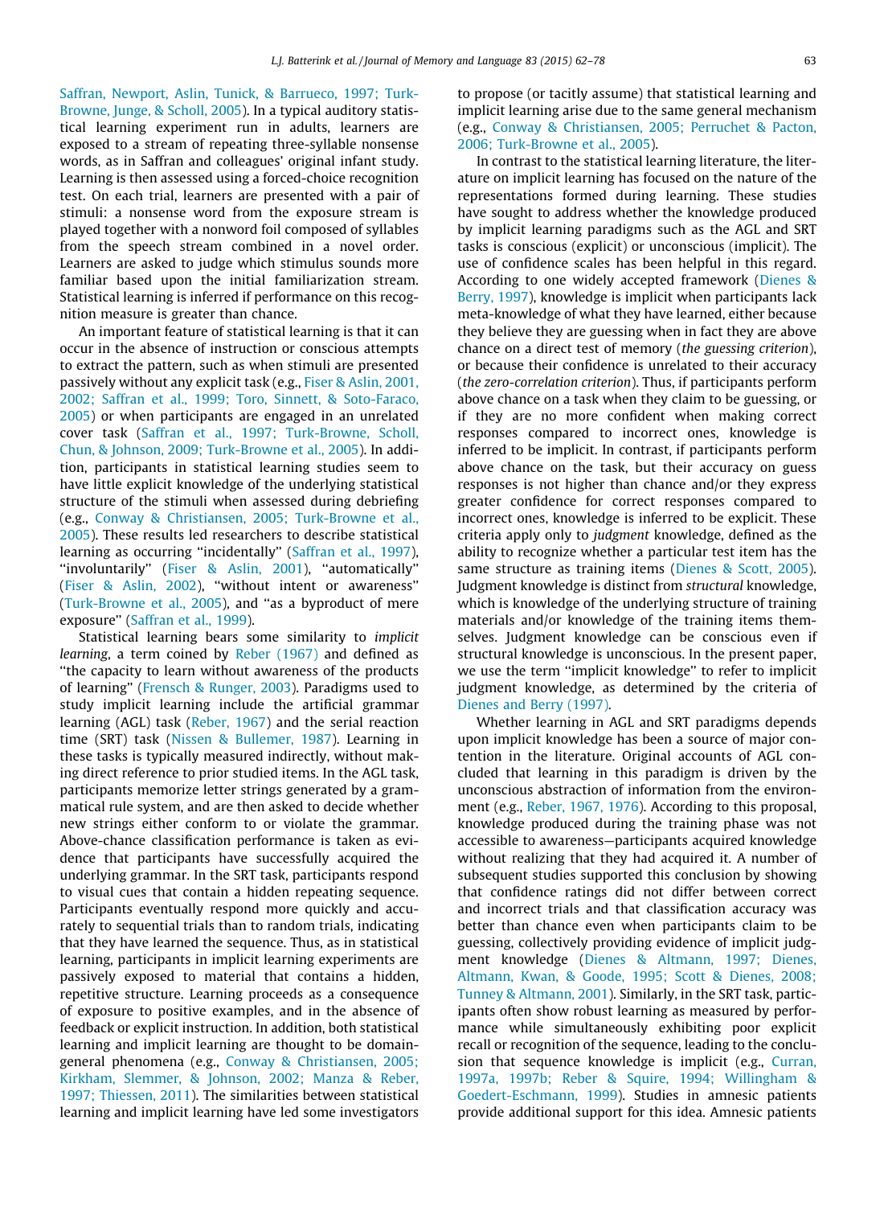Saffran, Newport, Aslin, Tunick, & Barrueco, 1997; Turk-Browne, Junge, & Scholl, 2005). In a typical auditory statistical learning experiment run in adults, learners are exposed to a stream of repeating three-syllable nonsense words, as in Saffran and colleagues' original infant study. Learning is then assessed using a forced-choice recognition test. On each trial, learners are presented with a pair of stimuli: a nonsense word from the exposure stream is played together with a nonword foil composed of syllables from the speech stream combined in a novel order. Learners are asked to judge which stimulus sounds more familiar based upon the initial familiarization stream. Statistical learning is inferred if performance on this recognition measure is greater than chance.

An important feature of statistical learning is that it can occur in the absence of instruction or conscious attempts to extract the pattern, such as when stimuli are presented passively without any explicit task (e.g., Fiser & Aslin, 2001, 2002; Saffran et al., 1999; Toro, Sinnett, & Soto-Faraco, 2005) or when participants are engaged in an unrelated cover task (Saffran et al., 1997; Turk-Browne, Scholl, Chun, & Johnson, 2009; Turk-Browne et al., 2005). In addition, participants in statistical learning studies seem to have little explicit knowledge of the underlying statistical structure of the stimuli when assessed during debriefing (e.g., Conway & Christiansen, 2005; Turk-Browne et al., 2005). These results led researchers to describe statistical learning as occurring "incidentally" (Saffran et al., 1997), "involuntarily" (Fiser & Aslin, 2001), "automatically" (Fiser & Aslin, 2002), "without intent or awareness" (Turk-Browne et al., 2005), and "as a byproduct of mere exposure" (Saffran et al., 1999).

Statistical learning bears some similarity to *implicit learning*, a term coined by Reber (1967) and defined as "the capacity to learn without awareness of the products of learning" (Frensch & Runger, 2003). Paradigms used to study implicit learning include the artificial grammar learning (AGL) task (Reber, 1967) and the serial reaction time (SRT) task (Nissen & Bullemer, 1987). Learning in these tasks is typically measured indirectly, without making direct reference to prior studied items. In the AGL task, participants memorize letter strings generated by a grammatical rule system, and are then asked to decide whether new strings either conform to or violate the grammar. Above-chance classification performance is taken as evidence that participants have successfully acquired the underlying grammar. In the SRT task, participants respond to visual cues that contain a hidden repeating sequence. Participants eventually respond more quickly and accurately to sequential trials than to random trials, indicating that they have learned the sequence. Thus, as in statistical learning, participants in implicit learning experiments are passively exposed to material that contains a hidden, repetitive structure. Learning proceeds as a consequence of exposure to positive examples, and in the absence of feedback or explicit instruction. In addition, both statistical learning and implicit learning are thought to be domain-general phenomena (e.g., Conway & Christiansen, 2005; Kirkham, Slemmer, & Johnson, 2002; Manza & Reber, 1997; Thiessen, 2011). The similarities between statistical learning and implicit learning have led some investigators to propose (or tacitly assume) that statistical learning and implicit learning arise due to the same general mechanism (e.g., Conway & Christiansen, 2005; Perruchet & Pacton, 2006; Turk-Browne et al., 2005).

In contrast to the statistical learning literature, the literature on implicit learning has focused on the nature of the representations formed during learning. These studies have sought to address whether the knowledge produced by implicit learning paradigms such as the AGL and SRT tasks is conscious (explicit) or unconscious (implicit). The use of confidence scales has been helpful in this regard. According to one widely accepted framework (Dienes & Berry, 1997), knowledge is implicit when participants lack meta-knowledge of what they have learned, either because they believe they are guessing when in fact they are above chance on a direct test of memory (*the guessing criterion*), or because their confidence is unrelated to their accuracy (*the zero-correlation criterion*). Thus, if participants perform above chance on a task when they claim to be guessing, or if they are no more confident when making correct responses compared to incorrect ones, knowledge is inferred to be implicit. In contrast, if participants perform above chance on the task, but their accuracy on guess responses is not higher than chance and/or they express greater confidence for correct responses compared to incorrect ones, knowledge is inferred to be explicit. These criteria apply only to *judgment* knowledge, defined as the ability to recognize whether a particular test item has the same structure as training items (Dienes & Scott, 2005). Judgment knowledge is distinct from *structural* knowledge, which is knowledge of the underlying structure of training materials and/or knowledge of the training items themselves. Judgment knowledge can be conscious even if structural knowledge is unconscious. In the present paper, we use the term "implicit knowledge" to refer to implicit judgment knowledge, as determined by the criteria of Dienes and Berry (1997).

Whether learning in AGL and SRT paradigms depends upon implicit knowledge has been a source of major contention in the literature. Original accounts of AGL concluded that learning in this paradigm is driven by the unconscious abstraction of information from the environment (e.g., Reber, 1967, 1976). According to this proposal, knowledge produced during the training phase was not accessible to awareness—participants acquired knowledge without realizing that they had acquired it. A number of subsequent studies supported this conclusion by showing that confidence ratings did not differ between correct and incorrect trials and that classification accuracy was better than chance even when participants claim to be guessing, collectively providing evidence of implicit judgment knowledge (Dienes & Altmann, 1997; Dienes, Altmann, Kwan, & Goode, 1995; Scott & Dienes, 2008; Tunney & Altmann, 2001). Similarly, in the SRT task, participants often show robust learning as measured by performance while simultaneously exhibiting poor explicit recall or recognition of the sequence, leading to the conclusion that sequence knowledge is implicit (e.g., Curran, 1997a, 1997b; Reber & Squire, 1994; Willingham & Goedert-Eschmann, 1999). Studies in amnesic patients provide additional support for this idea. Amnesic patients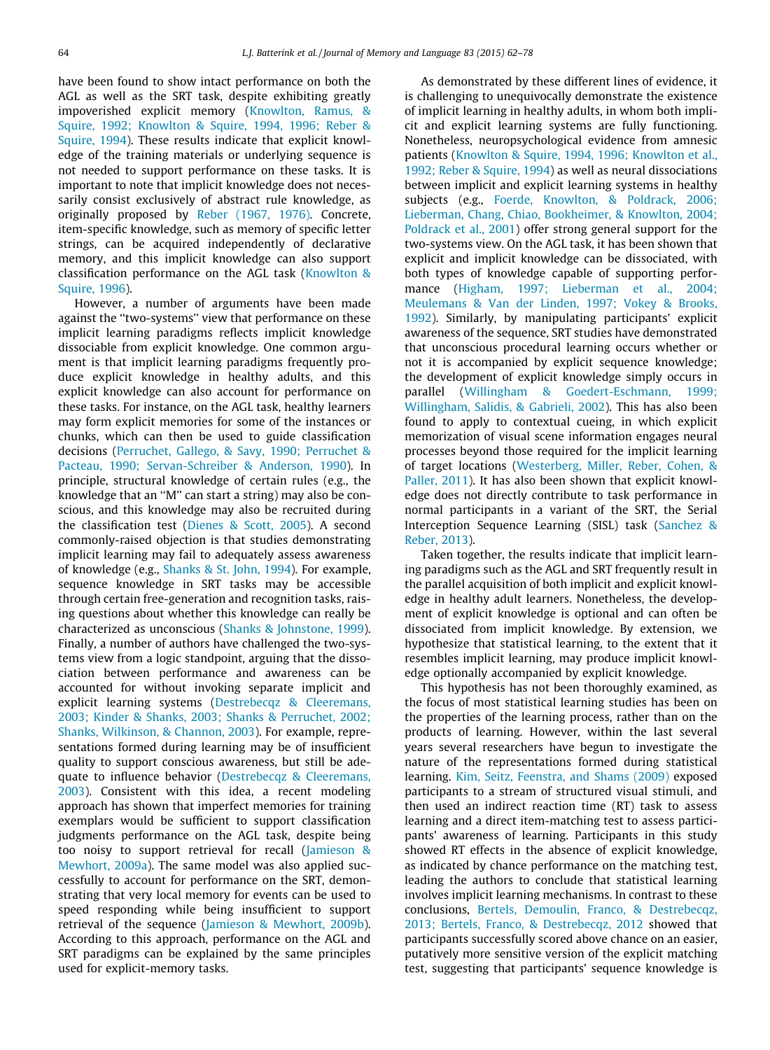have been found to show intact performance on both the AGL as well as the SRT task, despite exhibiting greatly impoverished explicit memory (Knowlton, Ramus, & Squire, 1992; Knowlton & Squire, 1994, 1996; Reber & Squire, 1994). These results indicate that explicit knowledge of the training materials or underlying sequence is not needed to support performance on these tasks. It is important to note that implicit knowledge does not necessarily consist exclusively of abstract rule knowledge, as originally proposed by Reber (1967, 1976). Concrete, item-specific knowledge, such as memory of specific letter strings, can be acquired independently of declarative memory, and this implicit knowledge can also support classification performance on the AGL task (Knowlton & Squire, 1996).

However, a number of arguments have been made against the "two-systems" view that performance on these implicit learning paradigms reflects implicit knowledge dissociable from explicit knowledge. One common argument is that implicit learning paradigms frequently produce explicit knowledge in healthy adults, and this explicit knowledge can also account for performance on these tasks. For instance, on the AGL task, healthy learners may form explicit memories for some of the instances or chunks, which can then be used to guide classification decisions (Perruchet, Gallego, & Savy, 1990; Perruchet & Pacteau, 1990; Servan-Schreiber & Anderson, 1990). In principle, structural knowledge of certain rules (e.g., the knowledge that an "M" can start a string) may also be conscious, and this knowledge may also be recruited during the classification test (Dienes & Scott, 2005). A second commonly-raised objection is that studies demonstrating implicit learning may fail to adequately assess awareness of knowledge (e.g., Shanks & St. John, 1994). For example, sequence knowledge in SRT tasks may be accessible through certain free-generation and recognition tasks, raising questions about whether this knowledge can really be characterized as unconscious (Shanks & Johnstone, 1999). Finally, a number of authors have challenged the two-systems view from a logic standpoint, arguing that the dissociation between performance and awareness can be accounted for without invoking separate implicit and explicit learning systems (Destrebecqz & Cleeremans, 2003; Kinder & Shanks, 2003; Shanks & Perruchet, 2002; Shanks, Wilkinson, & Channon, 2003). For example, representations formed during learning may be of insufficient quality to support conscious awareness, but still be adequate to influence behavior (Destrebecqz & Cleeremans, 2003). Consistent with this idea, a recent modeling approach has shown that imperfect memories for training exemplars would be sufficient to support classification judgments performance on the AGL task, despite being too noisy to support retrieval for recall (Jamieson & Mewhort, 2009a). The same model was also applied successfully to account for performance on the SRT, demonstrating that very local memory for events can be used to speed responding while being insufficient to support retrieval of the sequence (Jamieson & Mewhort, 2009b). According to this approach, performance on the AGL and SRT paradigms can be explained by the same principles used for explicit-memory tasks.

As demonstrated by these different lines of evidence, it is challenging to unequivocally demonstrate the existence of implicit learning in healthy adults, in whom both implicit and explicit learning systems are fully functioning. Nonetheless, neuropsychological evidence from amnesic patients (Knowlton & Squire, 1994, 1996; Knowlton et al., 1992; Reber & Squire, 1994) as well as neural dissociations between implicit and explicit learning systems in healthy subjects (e.g., Foerde, Knowlton, & Poldrack, 2006; Lieberman, Chang, Chiao, Bookheimer, & Knowlton, 2004; Poldrack et al., 2001) offer strong general support for the two-systems view. On the AGL task, it has been shown that explicit and implicit knowledge can be dissociated, with both types of knowledge capable of supporting performance (Higham, 1997; Lieberman et al., 2004; Meulemans & Van der Linden, 1997; Vokey & Brooks, 1992). Similarly, by manipulating participants' explicit awareness of the sequence, SRT studies have demonstrated that unconscious procedural learning occurs whether or not it is accompanied by explicit sequence knowledge; the development of explicit knowledge simply occurs in parallel (Willingham & Goedert-Eschmann, 1999; Willingham, Salidis, & Gabrieli, 2002). This has also been found to apply to contextual cueing, in which explicit memorization of visual scene information engages neural processes beyond those required for the implicit learning of target locations (Westerberg, Miller, Reber, Cohen, & Paller, 2011). It has also been shown that explicit knowledge does not directly contribute to task performance in normal participants in a variant of the SRT, the Serial Interception Sequence Learning (SISL) task (Sanchez & Reber, 2013).

Taken together, the results indicate that implicit learning paradigms such as the AGL and SRT frequently result in the parallel acquisition of both implicit and explicit knowledge in healthy adult learners. Nonetheless, the development of explicit knowledge is optional and can often be dissociated from implicit knowledge. By extension, we hypothesize that statistical learning, to the extent that it resembles implicit learning, may produce implicit knowledge optionally accompanied by explicit knowledge.

This hypothesis has not been thoroughly examined, as the focus of most statistical learning studies has been on the properties of the learning process, rather than on the products of learning. However, within the last several years several researchers have begun to investigate the nature of the representations formed during statistical learning. Kim, Seitz, Feenstra, and Shams (2009) exposed participants to a stream of structured visual stimuli, and then used an indirect reaction time (RT) task to assess learning and a direct item-matching test to assess participants' awareness of learning. Participants in this study showed RT effects in the absence of explicit knowledge, as indicated by chance performance on the matching test, leading the authors to conclude that statistical learning involves implicit learning mechanisms. In contrast to these conclusions, Bertels, Demoulin, Franco, & Destrebecqz, 2013; Bertels, Franco, & Destrebecqz, 2012 showed that participants successfully scored above chance on an easier, putatively more sensitive version of the explicit matching test, suggesting that participants' sequence knowledge is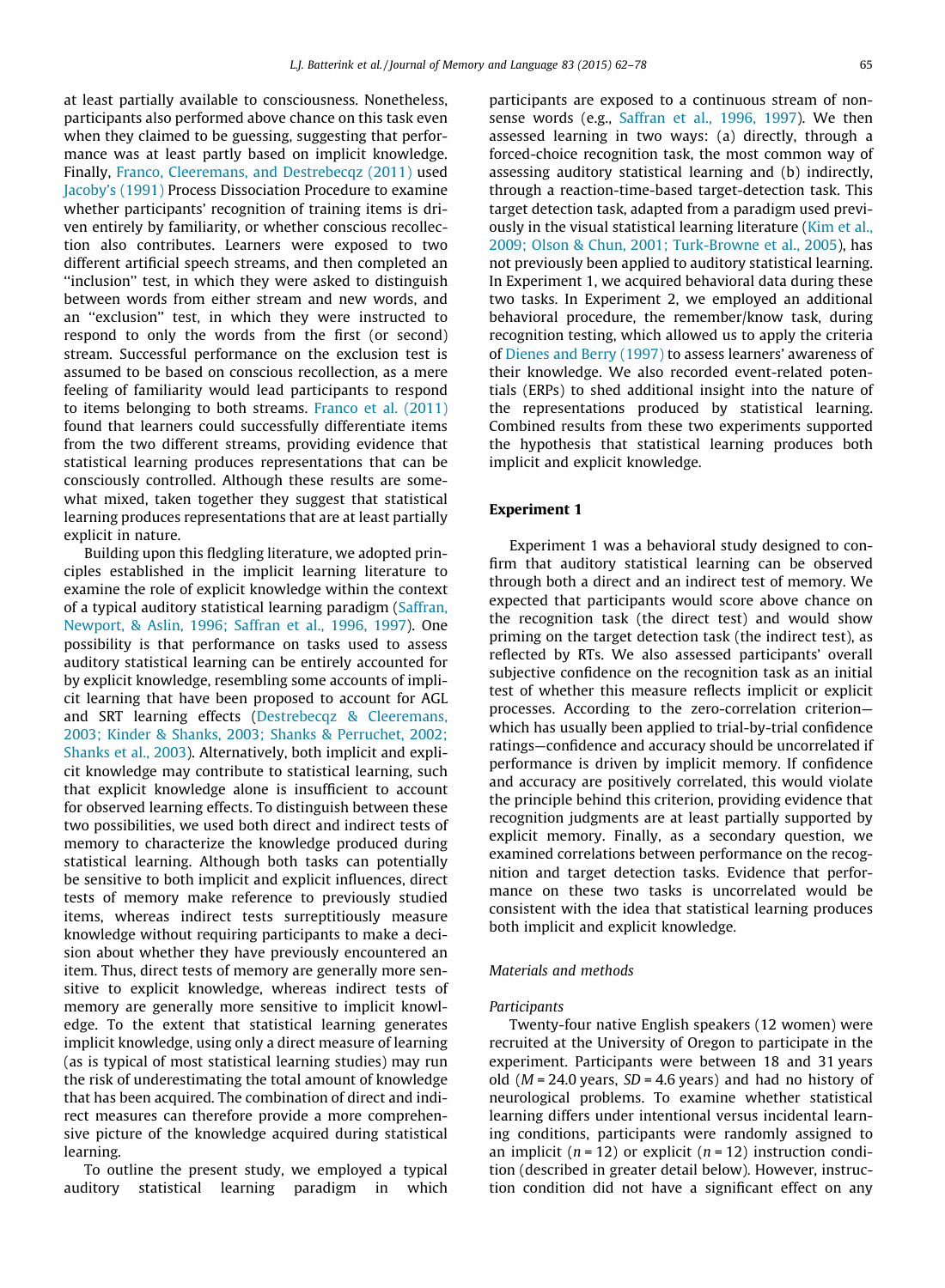at least partially available to consciousness. Nonetheless, participants also performed above chance on this task even when they claimed to be guessing, suggesting that performance was at least partly based on implicit knowledge. Finally, Franco, Cleeremans, and Destrebecqz (2011) used Jacoby's (1991) Process Dissociation Procedure to examine whether participants' recognition of training items is driven entirely by familiarity, or whether conscious recollection also contributes. Learners were exposed to two different artificial speech streams, and then completed an "inclusion" test, in which they were asked to distinguish between words from either stream and new words, and an "exclusion" test, in which they were instructed to respond to only the words from the first (or second) stream. Successful performance on the exclusion test is assumed to be based on conscious recollection, as a mere feeling of familiarity would lead participants to respond to items belonging to both streams. Franco et al. (2011) found that learners could successfully differentiate items from the two different streams, providing evidence that statistical learning produces representations that can be consciously controlled. Although these results are somewhat mixed, taken together they suggest that statistical learning produces representations that are at least partially explicit in nature.

Building upon this fledgling literature, we adopted principles established in the implicit learning literature to examine the role of explicit knowledge within the context of a typical auditory statistical learning paradigm (Saffran, Newport, & Aslin, 1996; Saffran et al., 1996, 1997). One possibility is that performance on tasks used to assess auditory statistical learning can be entirely accounted for by explicit knowledge, resembling some accounts of implicit learning that have been proposed to account for AGL and SRT learning effects (Destrebecqz & Cleeremans, 2003; Kinder & Shanks, 2003; Shanks & Perruchet, 2002; Shanks et al., 2003). Alternatively, both implicit and explicit knowledge may contribute to statistical learning, such that explicit knowledge alone is insufficient to account for observed learning effects. To distinguish between these two possibilities, we used both direct and indirect tests of memory to characterize the knowledge produced during statistical learning. Although both tasks can potentially be sensitive to both implicit and explicit influences, direct tests of memory make reference to previously studied items, whereas indirect tests surreptitiously measure knowledge without requiring participants to make a decision about whether they have previously encountered an item. Thus, direct tests of memory are generally more sensitive to explicit knowledge, whereas indirect tests of memory are generally more sensitive to implicit knowledge. To the extent that statistical learning generates implicit knowledge, using only a direct measure of learning (as is typical of most statistical learning studies) may run the risk of underestimating the total amount of knowledge that has been acquired. The combination of direct and indirect measures can therefore provide a more comprehensive picture of the knowledge acquired during statistical learning.

To outline the present study, we employed a typical auditory statistical learning paradigm in which participants are exposed to a continuous stream of nonsense words (e.g., Saffran et al., 1996, 1997). We then assessed learning in two ways: (a) directly, through a forced-choice recognition task, the most common way of assessing auditory statistical learning and (b) indirectly, through a reaction-time-based target-detection task. This target detection task, adapted from a paradigm used previously in the visual statistical learning literature (Kim et al., 2009; Olson & Chun, 2001; Turk-Browne et al., 2005), has not previously been applied to auditory statistical learning. In Experiment 1, we acquired behavioral data during these two tasks. In Experiment 2, we employed an additional behavioral procedure, the remember/know task, during recognition testing, which allowed us to apply the criteria of Dienes and Berry (1997) to assess learners' awareness of their knowledge. We also recorded event-related potentials (ERPs) to shed additional insight into the nature of the representations produced by statistical learning. Combined results from these two experiments supported the hypothesis that statistical learning produces both implicit and explicit knowledge.

## Experiment 1

Experiment 1 was a behavioral study designed to confirm that auditory statistical learning can be observed through both a direct and an indirect test of memory. We expected that participants would score above chance on the recognition task (the direct test) and would show priming on the target detection task (the indirect test), as reflected by RTs. We also assessed participants' overall subjective confidence on the recognition task as an initial test of whether this measure reflects implicit or explicit processes. According to the zero-correlation criterion—which has usually been applied to trial-by-trial confidence ratings—confidence and accuracy should be uncorrelated if performance is driven by implicit memory. If confidence and accuracy are positively correlated, this would violate the principle behind this criterion, providing evidence that recognition judgments are at least partially supported by explicit memory. Finally, as a secondary question, we examined correlations between performance on the recognition and target detection tasks. Evidence that performance on these two tasks is uncorrelated would be consistent with the idea that statistical learning produces both implicit and explicit knowledge.

### *Materials and methods*

#### *Participants*

Twenty-four native English speakers (12 women) were recruited at the University of Oregon to participate in the experiment. Participants were between 18 and 31 years old ($M = 24.0$ years, $SD = 4.6$ years) and had no history of neurological problems. To examine whether statistical learning differs under intentional versus incidental learning conditions, participants were randomly assigned to an implicit ($n = 12$) or explicit ($n = 12$) instruction condition (described in greater detail below). However, instruction condition did not have a significant effect on any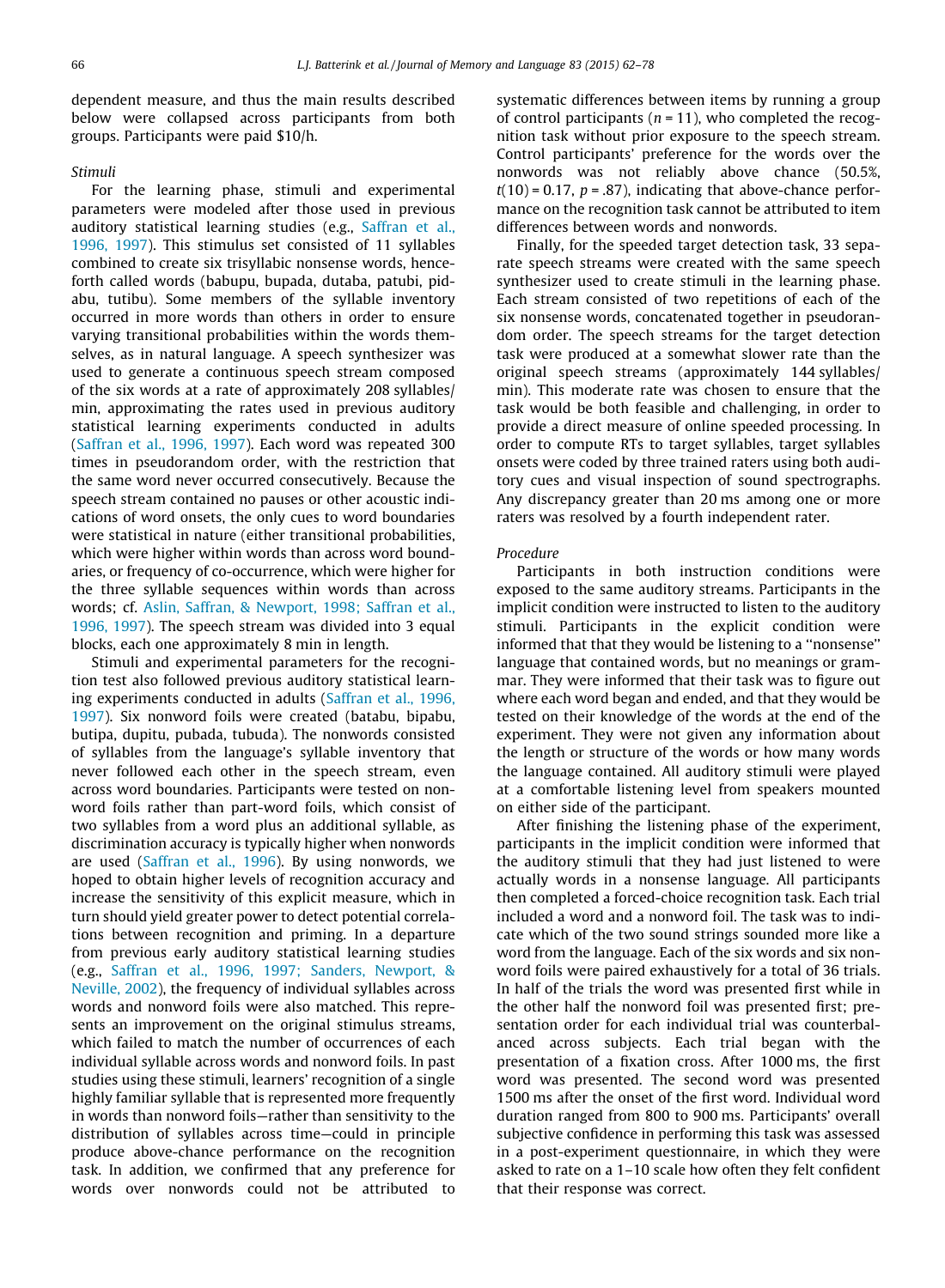dependent measure, and thus the main results described below were collapsed across participants from both groups. Participants were paid \$10/h.

### Stimuli

For the learning phase, stimuli and experimental parameters were modeled after those used in previous auditory statistical learning studies (e.g., Saffran et al., 1996, 1997). This stimulus set consisted of 11 syllables combined to create six trisyllabic nonsense words, henceforth called words (babupu, bupada, dutaba, patubi, pidabu, tutibu). Some members of the syllable inventory occurred in more words than others in order to ensure varying transitional probabilities within the words themselves, as in natural language. A speech synthesizer was used to generate a continuous speech stream composed of the six words at a rate of approximately 208 syllables/min, approximating the rates used in previous auditory statistical learning experiments conducted in adults (Saffran et al., 1996, 1997). Each word was repeated 300 times in pseudorandom order, with the restriction that the same word never occurred consecutively. Because the speech stream contained no pauses or other acoustic indications of word onsets, the only cues to word boundaries were statistical in nature (either transitional probabilities, which were higher within words than across word boundaries, or frequency of co-occurrence, which were higher for the three syllable sequences within words than across words; cf. Aslin, Saffran, & Newport, 1998; Saffran et al., 1996, 1997). The speech stream was divided into 3 equal blocks, each one approximately 8 min in length.

Stimuli and experimental parameters for the recognition test also followed previous auditory statistical learning experiments conducted in adults (Saffran et al., 1996, 1997). Six nonword foils were created (batabu, bipabu, butipa, dupitu, pubada, tubuda). The nonwords consisted of syllables from the language's syllable inventory that never followed each other in the speech stream, even across word boundaries. Participants were tested on nonword foils rather than part-word foils, which consist of two syllables from a word plus an additional syllable, as discrimination accuracy is typically higher when nonwords are used (Saffran et al., 1996). By using nonwords, we hoped to obtain higher levels of recognition accuracy and increase the sensitivity of this explicit measure, which in turn should yield greater power to detect potential correlations between recognition and priming. In a departure from previous early auditory statistical learning studies (e.g., Saffran et al., 1996, 1997; Sanders, Newport, & Neville, 2002), the frequency of individual syllables across words and nonword foils were also matched. This represents an improvement on the original stimulus streams, which failed to match the number of occurrences of each individual syllable across words and nonword foils. In past studies using these stimuli, learners' recognition of a single highly familiar syllable that is represented more frequently in words than nonword foils—rather than sensitivity to the distribution of syllables across time—could in principle produce above-chance performance on the recognition task. In addition, we confirmed that any preference for words over nonwords could not be attributed to systematic differences between items by running a group of control participants ($n = 11$), who completed the recognition task without prior exposure to the speech stream. Control participants' preference for the words over the nonwords was not reliably above chance (50.5%, $t(10) = 0.17$, $p = .87$), indicating that above-chance performance on the recognition task cannot be attributed to item differences between words and nonwords.

Finally, for the speeded target detection task, 33 separate speech streams were created with the same speech synthesizer used to create stimuli in the learning phase. Each stream consisted of two repetitions of each of the six nonsense words, concatenated together in pseudorandom order. The speech streams for the target detection task were produced at a somewhat slower rate than the original speech streams (approximately 144 syllables/min). This moderate rate was chosen to ensure that the task would be both feasible and challenging, in order to provide a direct measure of online speeded processing. In order to compute RTs to target syllables, target syllables onsets were coded by three trained raters using both auditory cues and visual inspection of sound spectrographs. Any discrepancy greater than 20 ms among one or more raters was resolved by a fourth independent rater.

### Procedure

Participants in both instruction conditions were exposed to the same auditory streams. Participants in the implicit condition were instructed to listen to the auditory stimuli. Participants in the explicit condition were informed that that they would be listening to a "nonsense" language that contained words, but no meanings or grammar. They were informed that their task was to figure out where each word began and ended, and that they would be tested on their knowledge of the words at the end of the experiment. They were not given any information about the length or structure of the words or how many words the language contained. All auditory stimuli were played at a comfortable listening level from speakers mounted on either side of the participant.

After finishing the listening phase of the experiment, participants in the implicit condition were informed that the auditory stimuli that they had just listened to were actually words in a nonsense language. All participants then completed a forced-choice recognition task. Each trial included a word and a nonword foil. The task was to indicate which of the two sound strings sounded more like a word from the language. Each of the six words and six nonword foils were paired exhaustively for a total of 36 trials. In half of the trials the word was presented first while in the other half the nonword foil was presented first; presentation order for each individual trial was counterbalanced across subjects. Each trial began with the presentation of a fixation cross. After 1000 ms, the first word was presented. The second word was presented 1500 ms after the onset of the first word. Individual word duration ranged from 800 to 900 ms. Participants' overall subjective confidence in performing this task was assessed in a post-experiment questionnaire, in which they were asked to rate on a 1–10 scale how often they felt confident that their response was correct.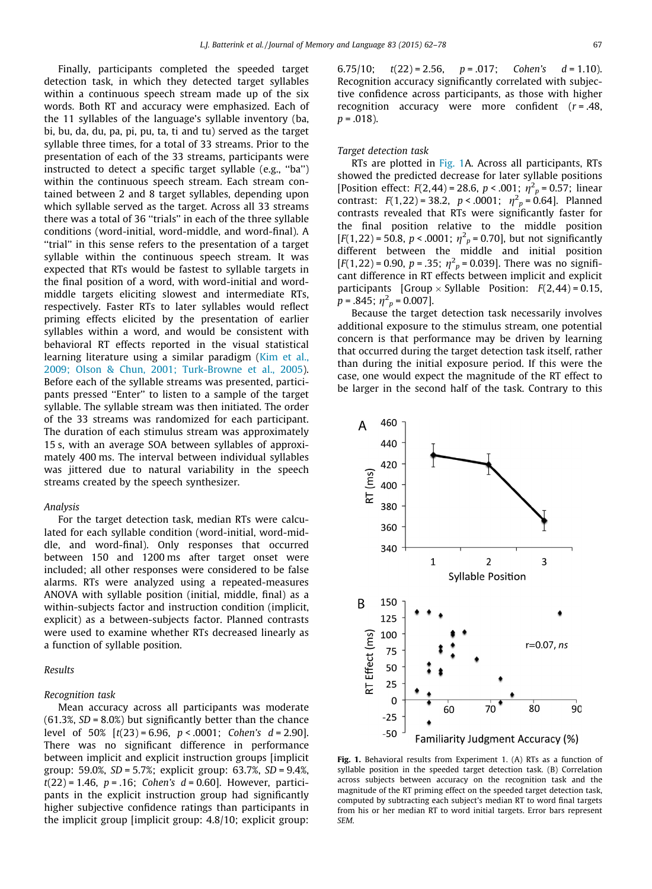Finally, participants completed the speeded target detection task, in which they detected target syllables within a continuous speech stream made up of the six words. Both RT and accuracy were emphasized. Each of the 11 syllables of the language's syllable inventory (ba, bi, bu, da, du, pa, pi, pu, ta, ti and tu) served as the target syllable three times, for a total of 33 streams. Prior to the presentation of each of the 33 streams, participants were instructed to detect a specific target syllable (e.g., "ba") within the continuous speech stream. Each stream contained between 2 and 8 target syllables, depending upon which syllable served as the target. Across all 33 streams there was a total of 36 "trials" in each of the three syllable conditions (word-initial, word-middle, and word-final). A "trial" in this sense refers to the presentation of a target syllable within the continuous speech stream. It was expected that RTs would be fastest to syllable targets in the final position of a word, with word-initial and word-middle targets eliciting slowest and intermediate RTs, respectively. Faster RTs to later syllables would reflect priming effects elicited by the presentation of earlier syllables within a word, and would be consistent with behavioral RT effects reported in the visual statistical learning literature using a similar paradigm (Kim et al., 2009; Olson & Chun, 2001; Turk-Browne et al., 2005). Before each of the syllable streams was presented, participants pressed "Enter" to listen to a sample of the target syllable. The syllable stream was then initiated. The order of the 33 streams was randomized for each participant. The duration of each stimulus stream was approximately 15 s, with an average SOA between syllables of approximately 400 ms. The interval between individual syllables was jittered due to natural variability in the speech streams created by the speech synthesizer.

*Analysis*

For the target detection task, median RTs were calculated for each syllable condition (word-initial, word-middle, and word-final). Only responses that occurred between 150 and 1200 ms after target onset were included; all other responses were considered to be false alarms. RTs were analyzed using a repeated-measures ANOVA with syllable position (initial, middle, final) as a within-subjects factor and instruction condition (implicit, explicit) as a between-subjects factor. Planned contrasts were used to examine whether RTs decreased linearly as a function of syllable position.

*Results*

*Recognition task*

Mean accuracy across all participants was moderate (61.3%, *SD* = 8.0%) but significantly better than the chance level of 50% [$t(23) = 6.96$, $p < .0001$; *Cohen's* $d = 2.90$]. There was no significant difference in performance between implicit and explicit instruction groups [implicit group: 59.0%, *SD* = 5.7%; explicit group: 63.7%, *SD* = 9.4%, $t(22) = 1.46$, $p = .16$; *Cohen's* $d = 0.60$]. However, participants in the explicit instruction group had significantly higher subjective confidence ratings than participants in the implicit group [implicit group: 4.8/10; explicit group: 6.75/10; $t(22) = 2.56$, $p = .017$; *Cohen's* $d = 1.10$). Recognition accuracy significantly correlated with subjective confidence across participants, as those with higher recognition accuracy were more confident ($r = .48$, $p = .018$).

*Target detection task*

RTs are plotted in Fig. 1A. Across all participants, RTs showed the predicted decrease for later syllable positions [Position effect: $F(2,44) = 28.6$, $p < .001$; $\eta^2_p = 0.57$; linear contrast: $F(1,22) = 38.2$, $p < .0001$; $\eta^2_p = 0.64$]. Planned contrasts revealed that RTs were significantly faster for the final position relative to the middle position [$F(1,22) = 50.8$, $p < .0001$; $\eta^2_p = 0.70$], but not significantly different between the middle and initial position [$F(1,22) = 0.90$, $p = .35$; $\eta^2_p = 0.039$]. There was no significant difference in RT effects between implicit and explicit participants [Group × Syllable Position: $F(2,44) = 0.15$, $p = .845$; $\eta^2_p = 0.007$].

Because the target detection task necessarily involves additional exposure to the stimulus stream, one potential concern is that performance may be driven by learning that occurred during the target detection task itself, rather than during the initial exposure period. If this were the case, one would expect the magnitude of the RT effect to be larger in the second half of the task. Contrary to this

**Fig. 1.** Behavioral results from Experiment 1. (A) RTs as a function of syllable position in the speeded target detection task. (B) Correlation across subjects between accuracy on the recognition task and the magnitude of the RT priming effect on the speeded target detection task, computed by subtracting each subject's median RT to word final targets from his or her median RT to word initial targets. Error bars represent *SEM*.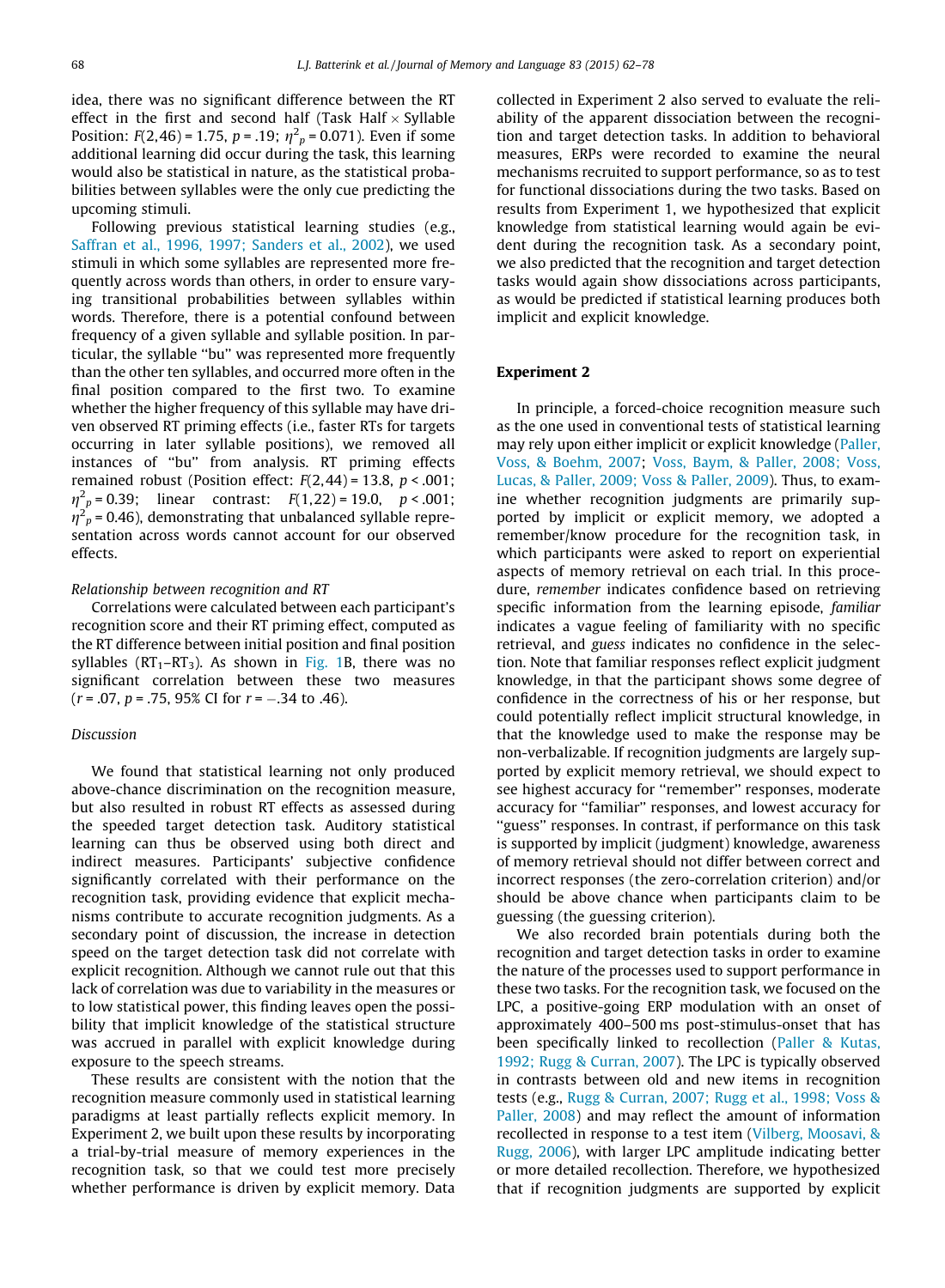idea, there was no significant difference between the RT effect in the first and second half (Task Half × Syllable Position: $F(2,46) = 1.75$, $p = .19$; $\eta^2_p = 0.071$). Even if some additional learning did occur during the task, this learning would also be statistical in nature, as the statistical probabilities between syllables were the only cue predicting the upcoming stimuli.

Following previous statistical learning studies (e.g., Saffran et al., 1996, 1997; Sanders et al., 2002), we used stimuli in which some syllables are represented more frequently across words than others, in order to ensure varying transitional probabilities between syllables within words. Therefore, there is a potential confound between frequency of a given syllable and syllable position. In particular, the syllable "bu" was represented more frequently than the other ten syllables, and occurred more often in the final position compared to the first two. To examine whether the higher frequency of this syllable may have driven observed RT priming effects (i.e., faster RTs for targets occurring in later syllable positions), we removed all instances of "bu" from analysis. RT priming effects remained robust (Position effect: $F(2,44) = 13.8$, $p < .001$; $\eta^2_p = 0.39$; linear contrast: $F(1,22) = 19.0$, $p < .001$; $\eta^2_p = 0.46$), demonstrating that unbalanced syllable representation across words cannot account for our observed effects.

#### *Relationship between recognition and RT*

Correlations were calculated between each participant's recognition score and their RT priming effect, computed as the RT difference between initial position and final position syllables ($RT_1$–$RT_3$). As shown in Fig. 1B, there was no significant correlation between these two measures ($r = .07$, $p = .75$, 95% CI for $r = -.34$ to $.46$).

#### *Discussion*

We found that statistical learning not only produced above-chance discrimination on the recognition measure, but also resulted in robust RT effects as assessed during the speeded target detection task. Auditory statistical learning can thus be observed using both direct and indirect measures. Participants' subjective confidence significantly correlated with their performance on the recognition task, providing evidence that explicit mechanisms contribute to accurate recognition judgments. As a secondary point of discussion, the increase in detection speed on the target detection task did not correlate with explicit recognition. Although we cannot rule out that this lack of correlation was due to variability in the measures or to low statistical power, this finding leaves open the possibility that implicit knowledge of the statistical structure was accrued in parallel with explicit knowledge during exposure to the speech streams.

These results are consistent with the notion that the recognition measure commonly used in statistical learning paradigms at least partially reflects explicit memory. In Experiment 2, we built upon these results by incorporating a trial-by-trial measure of memory experiences in the recognition task, so that we could test more precisely whether performance is driven by explicit memory. Data collected in Experiment 2 also served to evaluate the reliability of the apparent dissociation between the recognition and target detection tasks. In addition to behavioral measures, ERPs were recorded to examine the neural mechanisms recruited to support performance, so as to test for functional dissociations during the two tasks. Based on results from Experiment 1, we hypothesized that explicit knowledge from statistical learning would again be evident during the recognition task. As a secondary point, we also predicted that the recognition and target detection tasks would again show dissociations across participants, as would be predicted if statistical learning produces both implicit and explicit knowledge.

## Experiment 2

In principle, a forced-choice recognition measure such as the one used in conventional tests of statistical learning may rely upon either implicit or explicit knowledge (Paller, Voss, & Boehm, 2007; Voss, Baym, & Paller, 2008; Voss, Lucas, & Paller, 2009; Voss & Paller, 2009). Thus, to examine whether recognition judgments are primarily supported by implicit or explicit memory, we adopted a remember/know procedure for the recognition task, in which participants were asked to report on experiential aspects of memory retrieval on each trial. In this procedure, *remember* indicates confidence based on retrieving specific information from the learning episode, *familiar* indicates a vague feeling of familiarity with no specific retrieval, and *guess* indicates no confidence in the selection. Note that familiar responses reflect explicit judgment knowledge, in that the participant shows some degree of confidence in the correctness of his or her response, but could potentially reflect implicit structural knowledge, in that the knowledge used to make the response may be non-verbalizable. If recognition judgments are largely supported by explicit memory retrieval, we should expect to see highest accuracy for "remember" responses, moderate accuracy for "familiar" responses, and lowest accuracy for "guess" responses. In contrast, if performance on this task is supported by implicit (judgment) knowledge, awareness of memory retrieval should not differ between correct and incorrect responses (the zero-correlation criterion) and/or should be above chance when participants claim to be guessing (the guessing criterion).

We also recorded brain potentials during both the recognition and target detection tasks in order to examine the nature of the processes used to support performance in these two tasks. For the recognition task, we focused on the LPC, a positive-going ERP modulation with an onset of approximately 400–500 ms post-stimulus-onset that has been specifically linked to recollection (Paller & Kutas, 1992; Rugg & Curran, 2007). The LPC is typically observed in contrasts between old and new items in recognition tests (e.g., Rugg & Curran, 2007; Rugg et al., 1998; Voss & Paller, 2008) and may reflect the amount of information recollected in response to a test item (Vilberg, Moosavi, & Rugg, 2006), with larger LPC amplitude indicating better or more detailed recollection. Therefore, we hypothesized that if recognition judgments are supported by explicit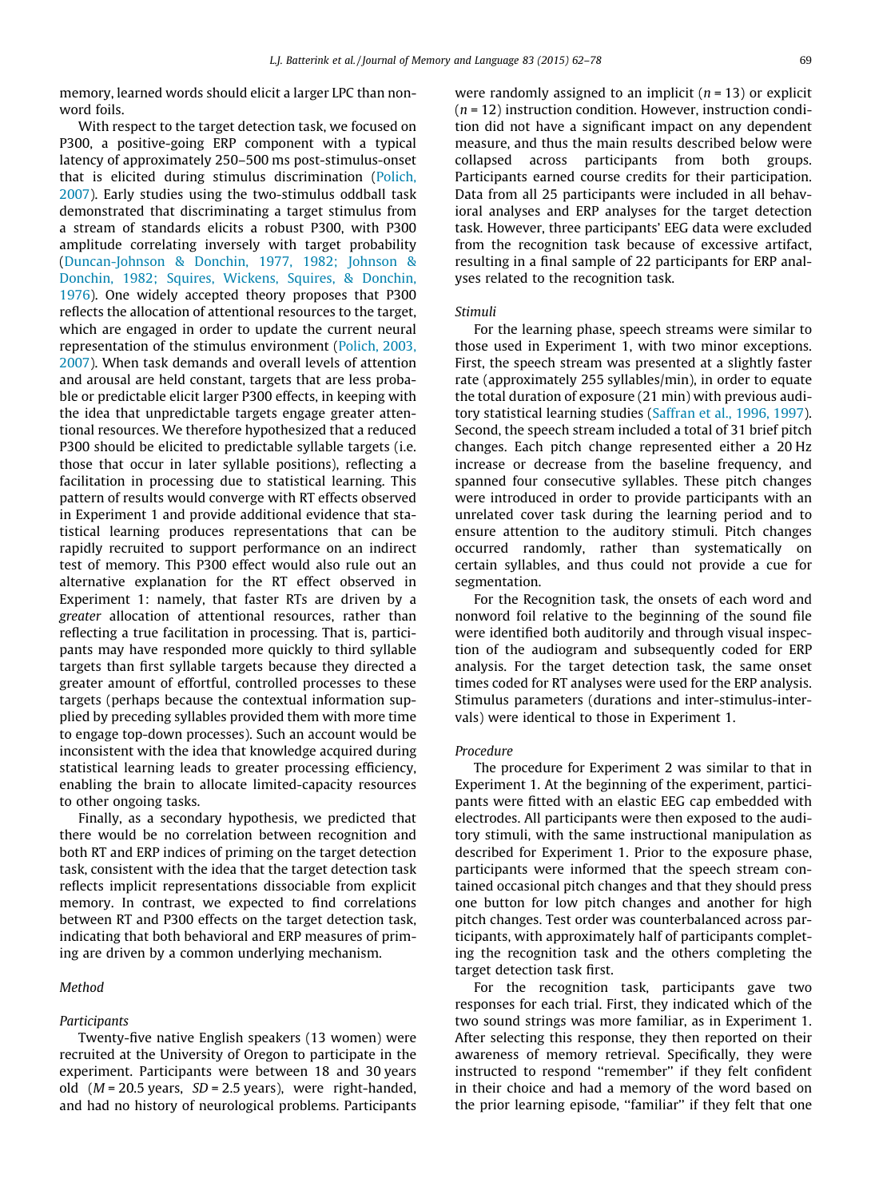memory, learned words should elicit a larger LPC than nonword foils.

With respect to the target detection task, we focused on P300, a positive-going ERP component with a typical latency of approximately 250–500 ms post-stimulus-onset that is elicited during stimulus discrimination (Polich, 2007). Early studies using the two-stimulus oddball task demonstrated that discriminating a target stimulus from a stream of standards elicits a robust P300, with P300 amplitude correlating inversely with target probability (Duncan-Johnson & Donchin, 1977, 1982; Johnson & Donchin, 1982; Squires, Wickens, Squires, & Donchin, 1976). One widely accepted theory proposes that P300 reflects the allocation of attentional resources to the target, which are engaged in order to update the current neural representation of the stimulus environment (Polich, 2003, 2007). When task demands and overall levels of attention and arousal are held constant, targets that are less probable or predictable elicit larger P300 effects, in keeping with the idea that unpredictable targets engage greater attentional resources. We therefore hypothesized that a reduced P300 should be elicited to predictable syllable targets (i.e. those that occur in later syllable positions), reflecting a facilitation in processing due to statistical learning. This pattern of results would converge with RT effects observed in Experiment 1 and provide additional evidence that statistical learning produces representations that can be rapidly recruited to support performance on an indirect test of memory. This P300 effect would also rule out an alternative explanation for the RT effect observed in Experiment 1: namely, that faster RTs are driven by a *greater* allocation of attentional resources, rather than reflecting a true facilitation in processing. That is, participants may have responded more quickly to third syllable targets than first syllable targets because they directed a greater amount of effortful, controlled processes to these targets (perhaps because the contextual information supplied by preceding syllables provided them with more time to engage top-down processes). Such an account would be inconsistent with the idea that knowledge acquired during statistical learning leads to greater processing efficiency, enabling the brain to allocate limited-capacity resources to other ongoing tasks.

Finally, as a secondary hypothesis, we predicted that there would be no correlation between recognition and both RT and ERP indices of priming on the target detection task, consistent with the idea that the target detection task reflects implicit representations dissociable from explicit memory. In contrast, we expected to find correlations between RT and P300 effects on the target detection task, indicating that both behavioral and ERP measures of priming are driven by a common underlying mechanism.

## Method

### Participants

Twenty-five native English speakers (13 women) were recruited at the University of Oregon to participate in the experiment. Participants were between 18 and 30 years old ($M = 20.5$ years, $SD = 2.5$ years), were right-handed, and had no history of neurological problems. Participants were randomly assigned to an implicit ($n = 13$) or explicit ($n = 12$) instruction condition. However, instruction condition did not have a significant impact on any dependent measure, and thus the main results described below were collapsed across participants from both groups. Participants earned course credits for their participation. Data from all 25 participants were included in all behavioral analyses and ERP analyses for the target detection task. However, three participants' EEG data were excluded from the recognition task because of excessive artifact, resulting in a final sample of 22 participants for ERP analyses related to the recognition task.

### Stimuli

For the learning phase, speech streams were similar to those used in Experiment 1, with two minor exceptions. First, the speech stream was presented at a slightly faster rate (approximately 255 syllables/min), in order to equate the total duration of exposure (21 min) with previous auditory statistical learning studies (Saffran et al., 1996, 1997). Second, the speech stream included a total of 31 brief pitch changes. Each pitch change represented either a 20 Hz increase or decrease from the baseline frequency, and spanned four consecutive syllables. These pitch changes were introduced in order to provide participants with an unrelated cover task during the learning period and to ensure attention to the auditory stimuli. Pitch changes occurred randomly, rather than systematically on certain syllables, and thus could not provide a cue for segmentation.

For the Recognition task, the onsets of each word and nonword foil relative to the beginning of the sound file were identified both auditorily and through visual inspection of the audiogram and subsequently coded for ERP analysis. For the target detection task, the same onset times coded for RT analyses were used for the ERP analysis. Stimulus parameters (durations and inter-stimulus-intervals) were identical to those in Experiment 1.

### Procedure

The procedure for Experiment 2 was similar to that in Experiment 1. At the beginning of the experiment, participants were fitted with an elastic EEG cap embedded with electrodes. All participants were then exposed to the auditory stimuli, with the same instructional manipulation as described for Experiment 1. Prior to the exposure phase, participants were informed that the speech stream contained occasional pitch changes and that they should press one button for low pitch changes and another for high pitch changes. Test order was counterbalanced across participants, with approximately half of participants completing the recognition task and the others completing the target detection task first.

For the recognition task, participants gave two responses for each trial. First, they indicated which of the two sound strings was more familiar, as in Experiment 1. After selecting this response, they then reported on their awareness of memory retrieval. Specifically, they were instructed to respond "remember" if they felt confident in their choice and had a memory of the word based on the prior learning episode, "familiar" if they felt that one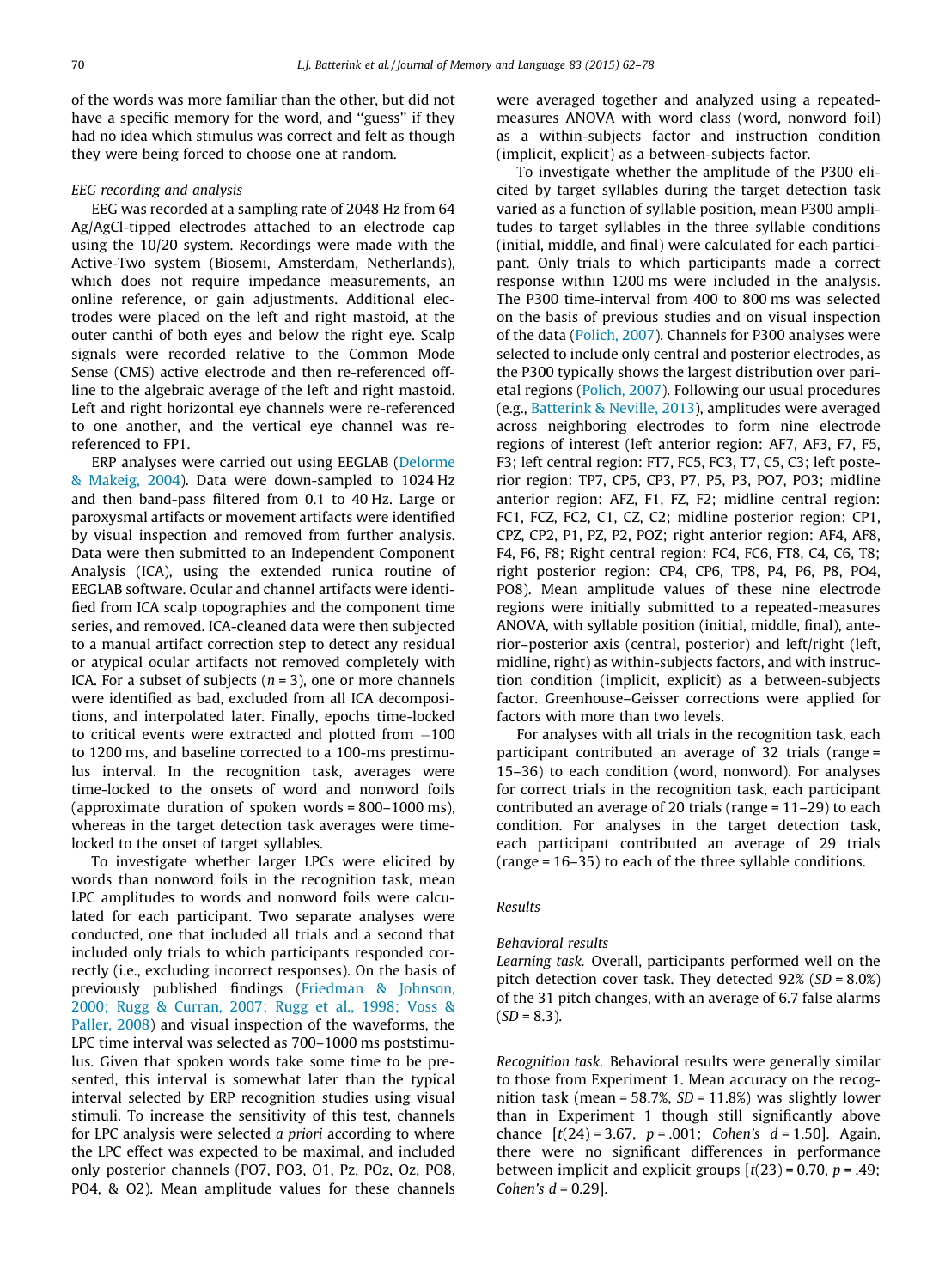of the words was more familiar than the other, but did not have a specific memory for the word, and "guess" if they had no idea which stimulus was correct and felt as though they were being forced to choose one at random.

### EEG recording and analysis

EEG was recorded at a sampling rate of 2048 Hz from 64 Ag/AgCl-tipped electrodes attached to an electrode cap using the 10/20 system. Recordings were made with the Active-Two system (Biosemi, Amsterdam, Netherlands), which does not require impedance measurements, an online reference, or gain adjustments. Additional electrodes were placed on the left and right mastoid, at the outer canthi of both eyes and below the right eye. Scalp signals were recorded relative to the Common Mode Sense (CMS) active electrode and then re-referenced offline to the algebraic average of the left and right mastoid. Left and right horizontal eye channels were re-referenced to one another, and the vertical eye channel was re-referenced to FP1.

ERP analyses were carried out using EEGLAB (Delorme & Makeig, 2004). Data were down-sampled to 1024 Hz and then band-pass filtered from 0.1 to 40 Hz. Large or paroxysmal artifacts or movement artifacts were identified by visual inspection and removed from further analysis. Data were then submitted to an Independent Component Analysis (ICA), using the extended runica routine of EEGLAB software. Ocular and channel artifacts were identified from ICA scalp topographies and the component time series, and removed. ICA-cleaned data were then subjected to a manual artifact correction step to detect any residual or atypical ocular artifacts not removed completely with ICA. For a subset of subjects ($n = 3$), one or more channels were identified as bad, excluded from all ICA decompositions, and interpolated later. Finally, epochs time-locked to critical events were extracted and plotted from −100 to 1200 ms, and baseline corrected to a 100-ms prestimulus interval. In the recognition task, averages were time-locked to the onsets of word and nonword foils (approximate duration of spoken words = 800–1000 ms), whereas in the target detection task averages were time-locked to the onset of target syllables.

To investigate whether larger LPCs were elicited by words than nonword foils in the recognition task, mean LPC amplitudes to words and nonword foils were calculated for each participant. Two separate analyses were conducted, one that included all trials and a second that included only trials to which participants responded correctly (i.e., excluding incorrect responses). On the basis of previously published findings (Friedman & Johnson, 2000; Rugg & Curran, 2007; Rugg et al., 1998; Voss & Paller, 2008) and visual inspection of the waveforms, the LPC time interval was selected as 700–1000 ms poststimulus. Given that spoken words take some time to be presented, this interval is somewhat later than the typical interval selected by ERP recognition studies using visual stimuli. To increase the sensitivity of this test, channels for LPC analysis were selected *a priori* according to where the LPC effect was expected to be maximal, and included only posterior channels (PO7, PO3, O1, Pz, POz, Oz, PO8, PO4, & O2). Mean amplitude values for these channels were averaged together and analyzed using a repeated-measures ANOVA with word class (word, nonword foil) as a within-subjects factor and instruction condition (implicit, explicit) as a between-subjects factor.

To investigate whether the amplitude of the P300 elicited by target syllables during the target detection task varied as a function of syllable position, mean P300 amplitudes to target syllables in the three syllable conditions (initial, middle, and final) were calculated for each participant. Only trials to which participants made a correct response within 1200 ms were included in the analysis. The P300 time-interval from 400 to 800 ms was selected on the basis of previous studies and on visual inspection of the data (Polich, 2007). Channels for P300 analyses were selected to include only central and posterior electrodes, as the P300 typically shows the largest distribution over parietal regions (Polich, 2007). Following our usual procedures (e.g., Batterink & Neville, 2013), amplitudes were averaged across neighboring electrodes to form nine electrode regions of interest (left anterior region: AF7, AF3, F7, F5, F3; left central region: FT7, FC5, FC3, T7, C5, C3; left posterior region: TP7, CP5, CP3, P7, P5, P3, PO7, PO3; midline anterior region: AFZ, F1, FZ, F2; midline central region: FC1, FCZ, FC2, C1, CZ, C2; midline posterior region: CP1, CPZ, CP2, P1, PZ, P2, POZ; right anterior region: AF4, AF8, F4, F6, F8; Right central region: FC4, FC6, FT8, C4, C6, T8; right posterior region: CP4, CP6, TP8, P4, P6, P8, PO4, PO8). Mean amplitude values of these nine electrode regions were initially submitted to a repeated-measures ANOVA, with syllable position (initial, middle, final), anterior–posterior axis (central, posterior) and left/right (left, midline, right) as within-subjects factors, and with instruction condition (implicit, explicit) as a between-subjects factor. Greenhouse–Geisser corrections were applied for factors with more than two levels.

For analyses with all trials in the recognition task, each participant contributed an average of 32 trials (range = 15–36) to each condition (word, nonword). For analyses for correct trials in the recognition task, each participant contributed an average of 20 trials (range = 11–29) to each condition. For analyses in the target detection task, each participant contributed an average of 29 trials (range = 16–35) to each of the three syllable conditions.

## Results

### Behavioral results

*Learning task.* Overall, participants performed well on the pitch detection cover task. They detected 92% ($SD = 8.0\%$) of the 31 pitch changes, with an average of 6.7 false alarms ($SD = 8.3$).

*Recognition task.* Behavioral results were generally similar to those from Experiment 1. Mean accuracy on the recognition task (mean = 58.7%, $SD = 11.8\%$) was slightly lower than in Experiment 1 though still significantly above chance [$t(24) = 3.67$, $p = .001$; *Cohen's* $d = 1.50$]. Again, there were no significant differences in performance between implicit and explicit groups [$t(23) = 0.70$, $p = .49$; *Cohen's* $d = 0.29$].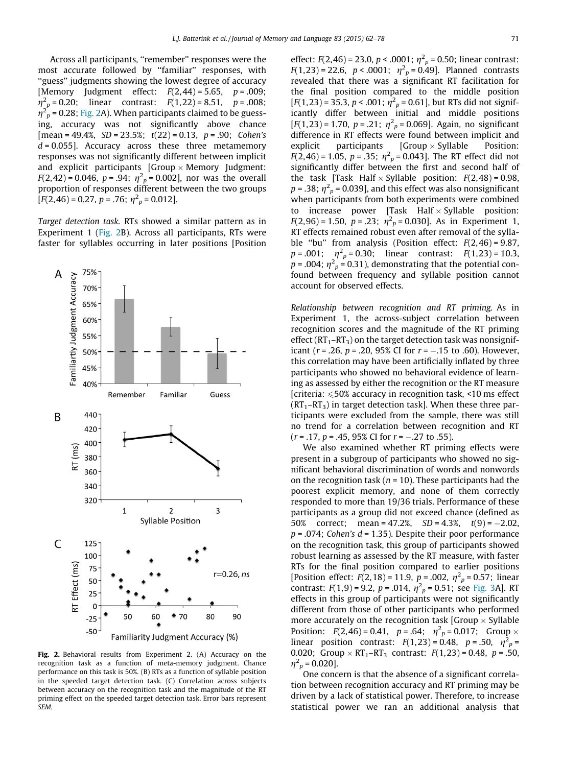Across all participants, "remember" responses were the most accurate followed by "familiar" responses, with "guess" judgments showing the lowest degree of accuracy [Memory Judgment effect: $F(2,44) = 5.65$, $p = .009$; $\eta^2_p = 0.20$; linear contrast: $F(1,22) = 8.51$, $p = .008$; $\eta^2_p = 0.28$; Fig. 2A). When participants claimed to be guessing, accuracy was not significantly above chance [mean = 49.4%, $SD = 23.5\%$; $t(22) = 0.13$, $p = .90$; *Cohen's* $d = 0.055$]. Accuracy across these three metamemory responses was not significantly different between implicit and explicit participants [Group × Memory Judgment: $F(2,42) = 0.046$, $p = .94$; $\eta^2_p = 0.002$], nor was the overall proportion of responses different between the two groups [$F(2,46) = 0.27$, $p = .76$; $\eta^2_p = 0.012$].

*Target detection task.* RTs showed a similar pattern as in Experiment 1 (Fig. 2B). Across all participants, RTs were faster for syllables occurring in later positions [Position effect: $F(2,46) = 23.0$, $p < .0001$; $\eta^2_p = 0.50$; linear contrast: $F(1,23) = 22.6$, $p < .0001$; $\eta^2_p = 0.49$]. Planned contrasts revealed that there was a significant RT facilitation for the final position compared to the middle position [$F(1,23) = 35.3$, $p < .001$; $\eta^2_p = 0.61$], but RTs did not significantly differ between initial and middle positions [$F(1,23) = 1.70$, $p = .21$; $\eta^2_p = 0.069$]. Again, no significant difference in RT effects were found between implicit and explicit participants [Group × Syllable Position: $F(2,46) = 1.05$, $p = .35$; $\eta^2_p = 0.043$]. The RT effect did not significantly differ between the first and second half of the task [Task Half × Syllable position: $F(2,48) = 0.98$, $p = .38$; $\eta^2_p = 0.039$], and this effect was also nonsignificant when participants from both experiments were combined to increase power [Task Half × Syllable position: $F(2,96) = 1.50$, $p = .23$; $\eta^2_p = 0.030$]. As in Experiment 1, RT effects remained robust even after removal of the syllable "bu" from analysis (Position effect: $F(2,46) = 9.87$, $p = .001$; $\eta^2_p = 0.30$; linear contrast: $F(1,23) = 10.3$, $p = .004$; $\eta^2_p = 0.31$), demonstrating that the potential confound between frequency and syllable position cannot account for observed effects.

**Fig. 2.** Behavioral results from Experiment 2. (A) Accuracy on the recognition task as a function of meta-memory judgment. Chance performance on this task is 50%. (B) RTs as a function of syllable position in the speeded target detection task. (C) Correlation across subjects between accuracy on the recognition task and the magnitude of the RT priming effect on the speeded target detection task. Error bars represent *SEM*.

*Relationship between recognition and RT priming.* As in Experiment 1, the across-subject correlation between recognition scores and the magnitude of the RT priming effect ($RT_1$–$RT_3$) on the target detection task was nonsignificant ($r = .26$, $p = .20$, 95% CI for $r = -.15$ to .60). However, this correlation may have been artificially inflated by three participants who showed no behavioral evidence of learning as assessed by either the recognition or the RT measure [criteria: ⩽50% accuracy in recognition task, <10 ms effect ($RT_1$–$RT_3$) in target detection task]. When these three participants were excluded from the sample, there was still no trend for a correlation between recognition and RT ($r = .17$, $p = .45$, 95% CI for $r = -.27$ to .55).

We also examined whether RT priming effects were present in a subgroup of participants who showed no significant behavioral discrimination of words and nonwords on the recognition task ($n = 10$). These participants had the poorest explicit memory, and none of them correctly responded to more than 19/36 trials. Performance of these participants as a group did not exceed chance (defined as 50% correct; mean = 47.2%, $SD = 4.3\%$, $t(9) = -2.02$, $p = .074$; *Cohen's* $d = 1.35$). Despite their poor performance on the recognition task, this group of participants showed robust learning as assessed by the RT measure, with faster RTs for the final position compared to earlier positions [Position effect: $F(2,18) = 11.9$, $p = .002$, $\eta^2_p = 0.57$; linear contrast: $F(1,9) = 9.2$, $p = .014$, $\eta^2_p = 0.51$; see Fig. 3A]. RT effects in this group of participants were not significantly different from those of other participants who performed more accurately on the recognition task [Group × Syllable Position: $F(2,46) = 0.41$, $p = .64$; $\eta^2_p = 0.017$; Group × linear position contrast: $F(1,23) = 0.48$, $p = .50$, $\eta^2_p = 0.020$; Group × $RT_1$–$RT_3$ contrast: $F(1,23) = 0.48$, $p = .50$, $\eta^2_p = 0.020$].

One concern is that the absence of a significant correlation between recognition accuracy and RT priming may be driven by a lack of statistical power. Therefore, to increase statistical power we ran an additional analysis that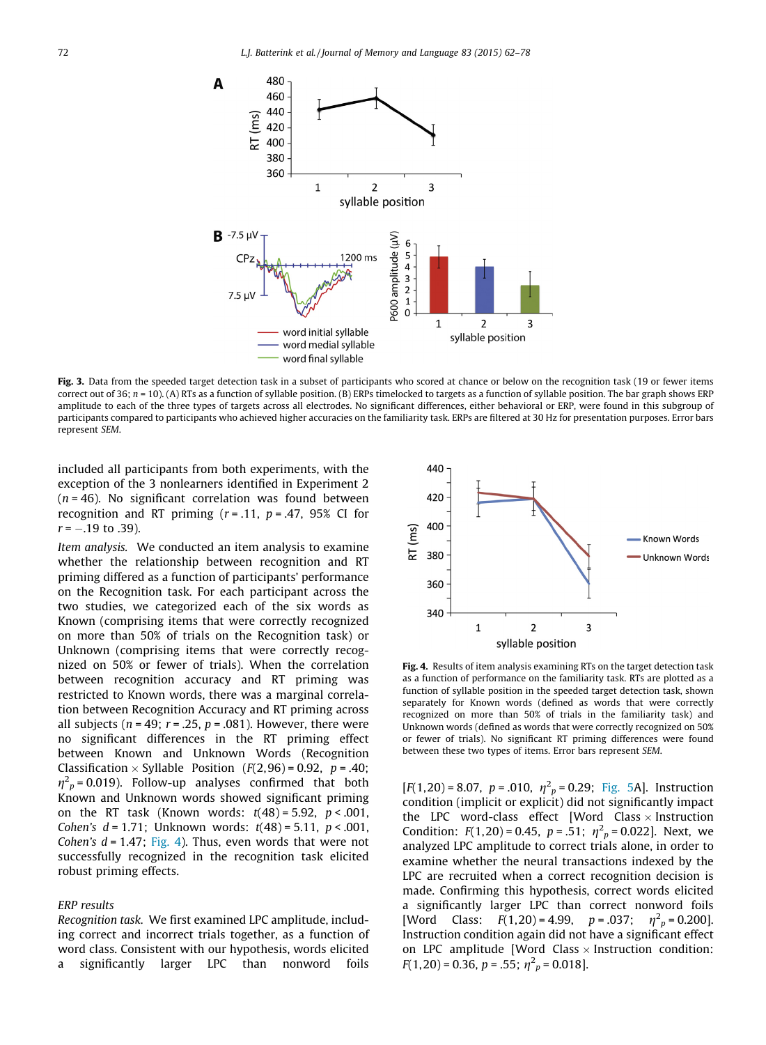Fig. 3. Data from the speeded target detection task in a subset of participants who scored at chance or below on the recognition task (19 or fewer items correct out of 36; $n = 10$). (A) RTs as a function of syllable position. (B) ERPs timelocked to targets as a function of syllable position. The bar graph shows ERP amplitude to each of the three types of targets across all electrodes. No significant differences, either behavioral or ERP, were found in this subgroup of participants compared to participants who achieved higher accuracies on the familiarity task. ERPs are filtered at 30 Hz for presentation purposes. Error bars represent *SEM*.

included all participants from both experiments, with the exception of the 3 nonlearners identified in Experiment 2 ($n = 46$). No significant correlation was found between recognition and RT priming ($r = .11$, $p = .47$, 95% CI for $r = -.19$ to $.39$).

*Item analysis.* We conducted an item analysis to examine whether the relationship between recognition and RT priming differed as a function of participants' performance on the Recognition task. For each participant across the two studies, we categorized each of the six words as Known (comprising items that were correctly recognized on more than 50% of trials on the Recognition task) or Unknown (comprising items that were correctly recognized on 50% or fewer of trials). When the correlation between recognition accuracy and RT priming was restricted to Known words, there was a marginal correlation between Recognition Accuracy and RT priming across all subjects ($n = 49$; $r = .25$, $p = .081$). However, there were no significant differences in the RT priming effect between Known and Unknown Words (Recognition Classification × Syllable Position ($F(2,96) = 0.92$, $p = .40$; $\eta^2_p = 0.019$). Follow-up analyses confirmed that both Known and Unknown words showed significant priming on the RT task (Known words: $t(48) = 5.92$, $p < .001$, *Cohen's* $d = 1.71$; Unknown words: $t(48) = 5.11$, $p < .001$, *Cohen's* $d = 1.47$; Fig. 4). Thus, even words that were not successfully recognized in the recognition task elicited robust priming effects.

Fig. 4. Results of item analysis examining RTs on the target detection task as a function of performance on the familiarity task. RTs are plotted as a function of syllable position in the speeded target detection task, shown separately for Known words (defined as words that were correctly recognized on more than 50% of trials in the familiarity task) and Unknown words (defined as words that were correctly recognized on 50% or fewer of trials). No significant RT priming differences were found between these two types of items. Error bars represent *SEM*.

### ERP results

*Recognition task.* We first examined LPC amplitude, including correct and incorrect trials together, as a function of word class. Consistent with our hypothesis, words elicited a significantly larger LPC than nonword foils [$F(1,20) = 8.07$, $p = .010$, $\eta^2_p = 0.29$; Fig. 5A]. Instruction condition (implicit or explicit) did not significantly impact the LPC word-class effect [Word Class × Instruction Condition: $F(1,20) = 0.45$, $p = .51$; $\eta^2_p = 0.022$]. Next, we analyzed LPC amplitude to correct trials alone, in order to examine whether the neural transactions indexed by the LPC are recruited when a correct recognition decision is made. Confirming this hypothesis, correct words elicited a significantly larger LPC than correct nonword foils [Word Class: $F(1,20) = 4.99$, $p = .037$; $\eta^2_p = 0.200$]. Instruction condition again did not have a significant effect on LPC amplitude [Word Class × Instruction condition: $F(1,20) = 0.36$, $p = .55$; $\eta^2_p = 0.018$].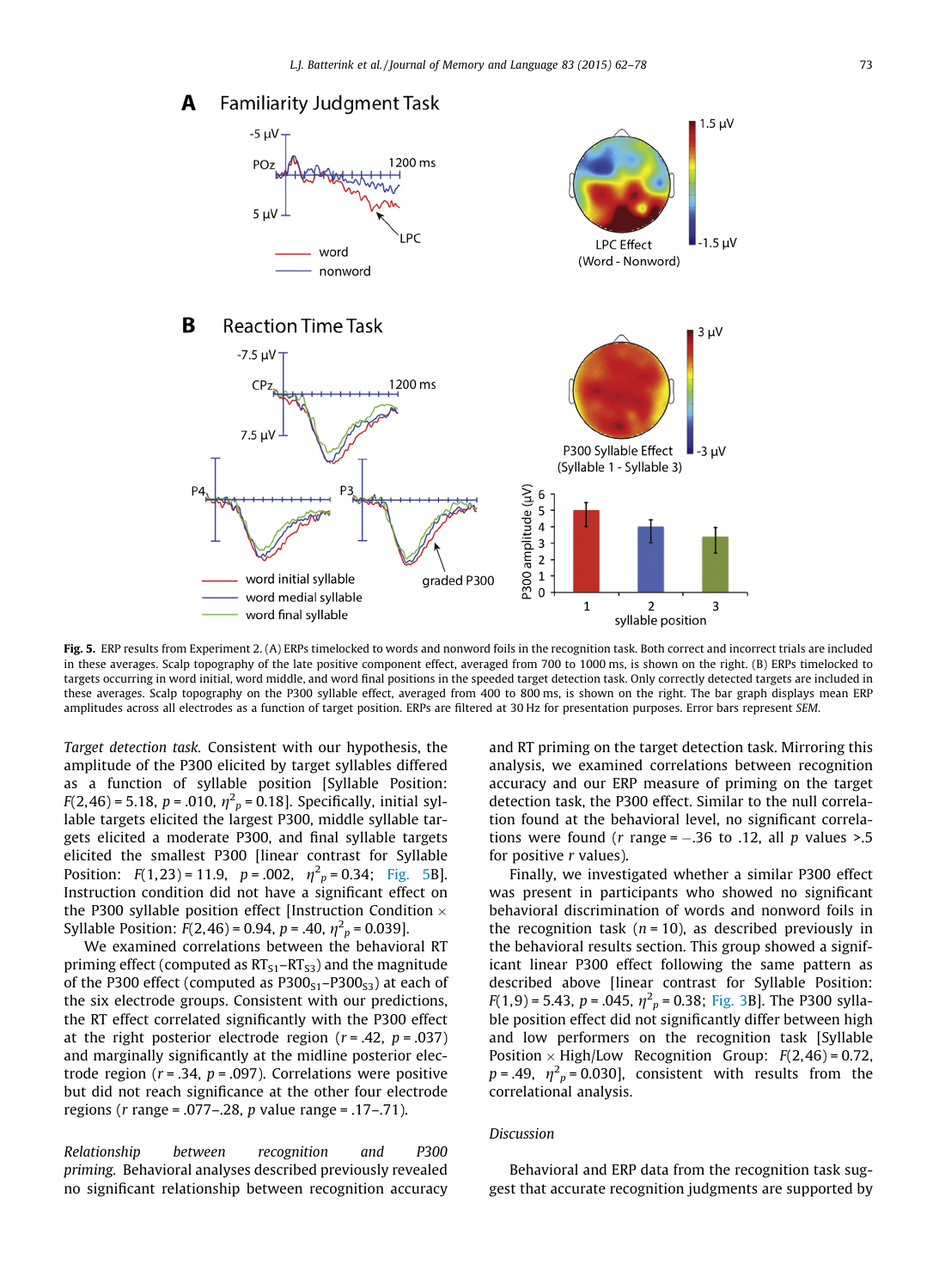**Fig. 5.** ERP results from Experiment 2. (A) ERPs timelocked to words and nonword foils in the recognition task. Both correct and incorrect trials are included in these averages. Scalp topography of the late positive component effect, averaged from 700 to 1000 ms, is shown on the right. (B) ERPs timelocked to targets occurring in word initial, word middle, and word final positions in the speeded target detection task. Only correctly detected targets are included in these averages. Scalp topography on the P300 syllable effect, averaged from 400 to 800 ms, is shown on the right. The bar graph displays mean ERP amplitudes across all electrodes as a function of target position. ERPs are filtered at 30 Hz for presentation purposes. Error bars represent *SEM*.

*Target detection task.* Consistent with our hypothesis, the amplitude of the P300 elicited by target syllables differed as a function of syllable position [Syllable Position: $F(2,46) = 5.18$, $p = .010$, $\eta^2_p = 0.18$]. Specifically, initial syllable targets elicited the largest P300, middle syllable targets elicited a moderate P300, and final syllable targets elicited the smallest P300 [linear contrast for Syllable Position: $F(1,23) = 11.9$, $p = .002$, $\eta^2_p = 0.34$; Fig. 5B]. Instruction condition did not have a significant effect on the P300 syllable position effect [Instruction Condition × Syllable Position: $F(2,46) = 0.94$, $p = .40$, $\eta^2_p = 0.039$].

We examined correlations between the behavioral RT priming effect (computed as $RT_{S1}–RT_{S3}$) and the magnitude of the P300 effect (computed as $P300_{S1}–P300_{S3}$) at each of the six electrode groups. Consistent with our predictions, the RT effect correlated significantly with the P300 effect at the right posterior electrode region ($r = .42$, $p = .037$) and marginally significantly at the midline posterior electrode region ($r = .34$, $p = .097$). Correlations were positive but did not reach significance at the other four electrode regions ($r$ range = .077–.28, $p$ value range = .17–.71).

*Relationship between recognition and P300 priming.* Behavioral analyses described previously revealed no significant relationship between recognition accuracy and RT priming on the target detection task. Mirroring this analysis, we examined correlations between recognition accuracy and our ERP measure of priming on the target detection task, the P300 effect. Similar to the null correlation found at the behavioral level, no significant correlations were found ($r$ range = −.36 to .12, all $p$ values >.5 for positive $r$ values).

Finally, we investigated whether a similar P300 effect was present in participants who showed no significant behavioral discrimination of words and nonword foils in the recognition task ($n = 10$), as described previously in the behavioral results section. This group showed a significant linear P300 effect following the same pattern as described above [linear contrast for Syllable Position: $F(1,9) = 5.43$, $p = .045$, $\eta^2_p = 0.38$; Fig. 3B]. The P300 syllable position effect did not significantly differ between high and low performers on the recognition task [Syllable Position × High/Low Recognition Group: $F(2,46) = 0.72$, $p = .49$, $\eta^2_p = 0.030$], consistent with results from the correlational analysis.

## Discussion

Behavioral and ERP data from the recognition task suggest that accurate recognition judgments are supported by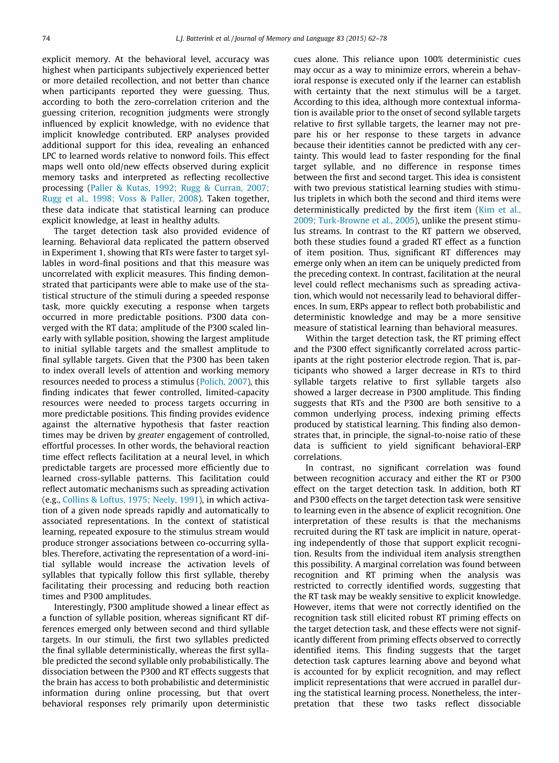explicit memory. At the behavioral level, accuracy was highest when participants subjectively experienced better or more detailed recollection, and not better than chance when participants reported they were guessing. Thus, according to both the zero-correlation criterion and the guessing criterion, recognition judgments were strongly influenced by explicit knowledge, with no evidence that implicit knowledge contributed. ERP analyses provided additional support for this idea, revealing an enhanced LPC to learned words relative to nonword foils. This effect maps well onto old/new effects observed during explicit memory tasks and interpreted as reflecting recollective processing (Paller & Kutas, 1992; Rugg & Curran, 2007; Rugg et al., 1998; Voss & Paller, 2008). Taken together, these data indicate that statistical learning can produce explicit knowledge, at least in healthy adults.

The target detection task also provided evidence of learning. Behavioral data replicated the pattern observed in Experiment 1, showing that RTs were faster to target syllables in word-final positions and that this measure was uncorrelated with explicit measures. This finding demonstrated that participants were able to make use of the statistical structure of the stimuli during a speeded response task, more quickly executing a response when targets occurred in more predictable positions. P300 data converged with the RT data; amplitude of the P300 scaled linearly with syllable position, showing the largest amplitude to initial syllable targets and the smallest amplitude to final syllable targets. Given that the P300 has been taken to index overall levels of attention and working memory resources needed to process a stimulus (Polich, 2007), this finding indicates that fewer controlled, limited-capacity resources were needed to process targets occurring in more predictable positions. This finding provides evidence against the alternative hypothesis that faster reaction times may be driven by *greater* engagement of controlled, effortful processes. In other words, the behavioral reaction time effect reflects facilitation at a neural level, in which predictable targets are processed more efficiently due to learned cross-syllable patterns. This facilitation could reflect automatic mechanisms such as spreading activation (e.g., Collins & Loftus, 1975; Neely, 1991), in which activation of a given node spreads rapidly and automatically to associated representations. In the context of statistical learning, repeated exposure to the stimulus stream would produce stronger associations between co-occurring syllables. Therefore, activating the representation of a word-initial syllable would increase the activation levels of syllables that typically follow this first syllable, thereby facilitating their processing and reducing both reaction times and P300 amplitudes.

Interestingly, P300 amplitude showed a linear effect as a function of syllable position, whereas significant RT differences emerged only between second and third syllable targets. In our stimuli, the first two syllables predicted the final syllable deterministically, whereas the first syllable predicted the second syllable only probabilistically. The dissociation between the P300 and RT effects suggests that the brain has access to both probabilistic and deterministic information during online processing, but that overt behavioral responses rely primarily upon deterministic cues alone. This reliance upon 100% deterministic cues may occur as a way to minimize errors, wherein a behavioral response is executed only if the learner can establish with certainty that the next stimulus will be a target. According to this idea, although more contextual information is available prior to the onset of second syllable targets relative to first syllable targets, the learner may not prepare his or her response to these targets in advance because their identities cannot be predicted with any certainty. This would lead to faster responding for the final target syllable, and no difference in response times between the first and second target. This idea is consistent with two previous statistical learning studies with stimulus triplets in which both the second and third items were deterministically predicted by the first item (Kim et al., 2009; Turk-Browne et al., 2005), unlike the present stimulus streams. In contrast to the RT pattern we observed, both these studies found a graded RT effect as a function of item position. Thus, significant RT differences may emerge only when an item can be uniquely predicted from the preceding context. In contrast, facilitation at the neural level could reflect mechanisms such as spreading activation, which would not necessarily lead to behavioral differences. In sum, ERPs appear to reflect both probabilistic and deterministic knowledge and may be a more sensitive measure of statistical learning than behavioral measures.

Within the target detection task, the RT priming effect and the P300 effect significantly correlated across participants at the right posterior electrode region. That is, participants who showed a larger decrease in RTs to third syllable targets relative to first syllable targets also showed a larger decrease in P300 amplitude. This finding suggests that RTs and the P300 are both sensitive to a common underlying process, indexing priming effects produced by statistical learning. This finding also demonstrates that, in principle, the signal-to-noise ratio of these data is sufficient to yield significant behavioral-ERP correlations.

In contrast, no significant correlation was found between recognition accuracy and either the RT or P300 effect on the target detection task. In addition, both RT and P300 effects on the target detection task were sensitive to learning even in the absence of explicit recognition. One interpretation of these results is that the mechanisms recruited during the RT task are implicit in nature, operating independently of those that support explicit recognition. Results from the individual item analysis strengthen this possibility. A marginal correlation was found between recognition and RT priming when the analysis was restricted to correctly identified words, suggesting that the RT task may be weakly sensitive to explicit knowledge. However, items that were not correctly identified on the recognition task still elicited robust RT priming effects on the target detection task, and these effects were not significantly different from priming effects observed to correctly identified items. This finding suggests that the target detection task captures learning above and beyond what is accounted for by explicit recognition, and may reflect implicit representations that were accrued in parallel during the statistical learning process. Nonetheless, the interpretation that these two tasks reflect dissociable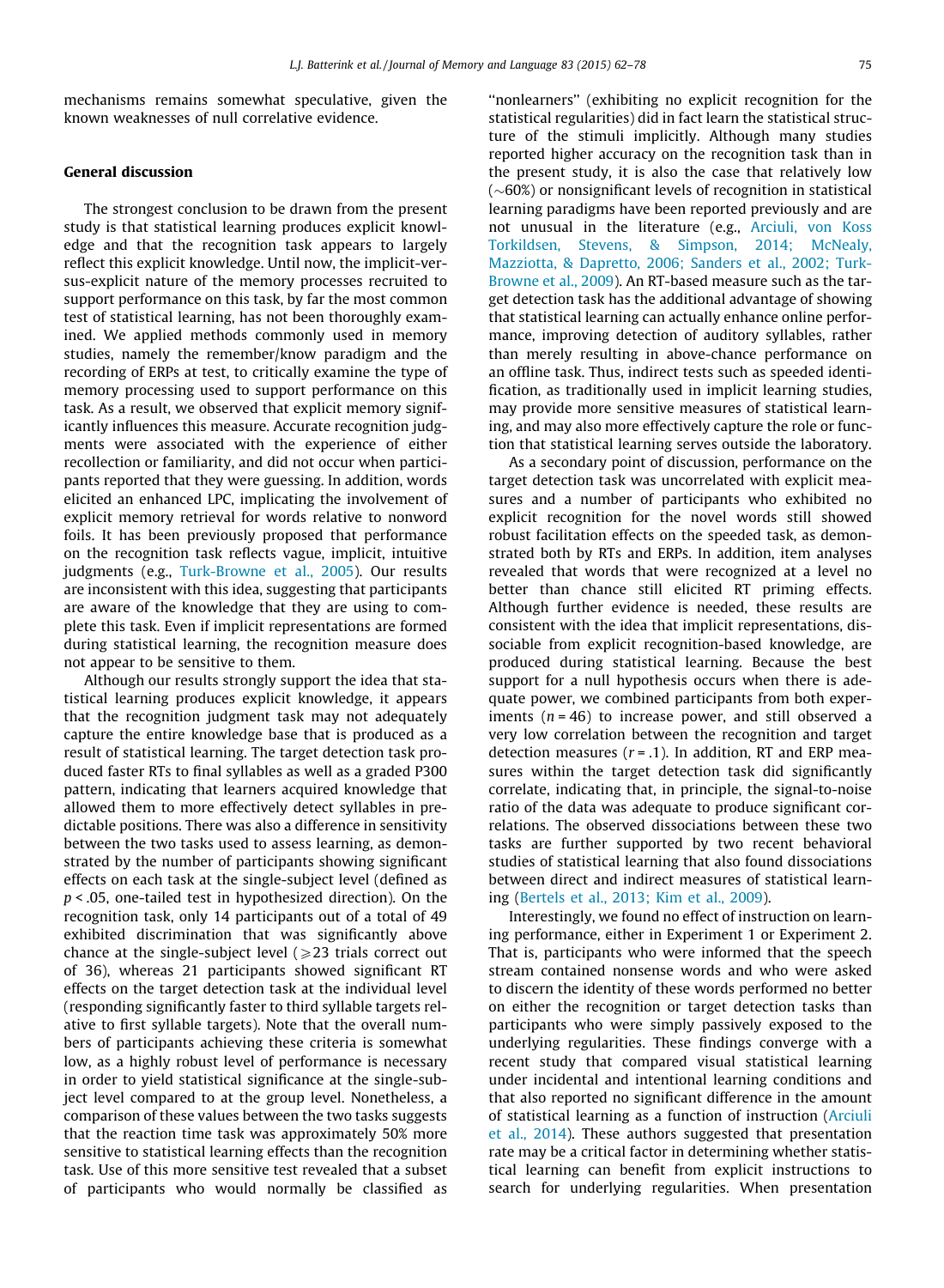mechanisms remains somewhat speculative, given the known weaknesses of null correlative evidence.

## General discussion

The strongest conclusion to be drawn from the present study is that statistical learning produces explicit knowledge and that the recognition task appears to largely reflect this explicit knowledge. Until now, the implicit-versus-explicit nature of the memory processes recruited to support performance on this task, by far the most common test of statistical learning, has not been thoroughly examined. We applied methods commonly used in memory studies, namely the remember/know paradigm and the recording of ERPs at test, to critically examine the type of memory processing used to support performance on this task. As a result, we observed that explicit memory significantly influences this measure. Accurate recognition judgments were associated with the experience of either recollection or familiarity, and did not occur when participants reported that they were guessing. In addition, words elicited an enhanced LPC, implicating the involvement of explicit memory retrieval for words relative to nonword foils. It has been previously proposed that performance on the recognition task reflects vague, implicit, intuitive judgments (e.g., Turk-Browne et al., 2005). Our results are inconsistent with this idea, suggesting that participants are aware of the knowledge that they are using to complete this task. Even if implicit representations are formed during statistical learning, the recognition measure does not appear to be sensitive to them.

Although our results strongly support the idea that statistical learning produces explicit knowledge, it appears that the recognition judgment task may not adequately capture the entire knowledge base that is produced as a result of statistical learning. The target detection task produced faster RTs to final syllables as well as a graded P300 pattern, indicating that learners acquired knowledge that allowed them to more effectively detect syllables in predictable positions. There was also a difference in sensitivity between the two tasks used to assess learning, as demonstrated by the number of participants showing significant effects on each task at the single-subject level (defined as $p < .05$, one-tailed test in hypothesized direction). On the recognition task, only 14 participants out of a total of 49 exhibited discrimination that was significantly above chance at the single-subject level ($\geqslant 23$ trials correct out of 36), whereas 21 participants showed significant RT effects on the target detection task at the individual level (responding significantly faster to third syllable targets relative to first syllable targets). Note that the overall numbers of participants achieving these criteria is somewhat low, as a highly robust level of performance is necessary in order to yield statistical significance at the single-subject level compared to at the group level. Nonetheless, a comparison of these values between the two tasks suggests that the reaction time task was approximately 50% more sensitive to statistical learning effects than the recognition task. Use of this more sensitive test revealed that a subset of participants who would normally be classified as "nonlearners" (exhibiting no explicit recognition for the statistical regularities) did in fact learn the statistical structure of the stimuli implicitly. Although many studies reported higher accuracy on the recognition task than in the present study, it is also the case that relatively low (~60%) or nonsignificant levels of recognition in statistical learning paradigms have been reported previously and are not unusual in the literature (e.g., Arciuli, von Koss Torkildsen, Stevens, & Simpson, 2014; McNealy, Mazziotta, & Dapretto, 2006; Sanders et al., 2002; Turk-Browne et al., 2009). An RT-based measure such as the target detection task has the additional advantage of showing that statistical learning can actually enhance online performance, improving detection of auditory syllables, rather than merely resulting in above-chance performance on an offline task. Thus, indirect tests such as speeded identification, as traditionally used in implicit learning studies, may provide more sensitive measures of statistical learning, and may also more effectively capture the role or function that statistical learning serves outside the laboratory.

As a secondary point of discussion, performance on the target detection task was uncorrelated with explicit measures and a number of participants who exhibited no explicit recognition for the novel words still showed robust facilitation effects on the speeded task, as demonstrated both by RTs and ERPs. In addition, item analyses revealed that words that were recognized at a level no better than chance still elicited RT priming effects. Although further evidence is needed, these results are consistent with the idea that implicit representations, dissociable from explicit recognition-based knowledge, are produced during statistical learning. Because the best support for a null hypothesis occurs when there is adequate power, we combined participants from both experiments ($n = 46$) to increase power, and still observed a very low correlation between the recognition and target detection measures ($r = .1$). In addition, RT and ERP measures within the target detection task did significantly correlate, indicating that, in principle, the signal-to-noise ratio of the data was adequate to produce significant correlations. The observed dissociations between these two tasks are further supported by two recent behavioral studies of statistical learning that also found dissociations between direct and indirect measures of statistical learning (Bertels et al., 2013; Kim et al., 2009).

Interestingly, we found no effect of instruction on learning performance, either in Experiment 1 or Experiment 2. That is, participants who were informed that the speech stream contained nonsense words and who were asked to discern the identity of these words performed no better on either the recognition or target detection tasks than participants who were simply passively exposed to the underlying regularities. These findings converge with a recent study that compared visual statistical learning under incidental and intentional learning conditions and that also reported no significant difference in the amount of statistical learning as a function of instruction (Arciuli et al., 2014). These authors suggested that presentation rate may be a critical factor in determining whether statistical learning can benefit from explicit instructions to search for underlying regularities. When presentation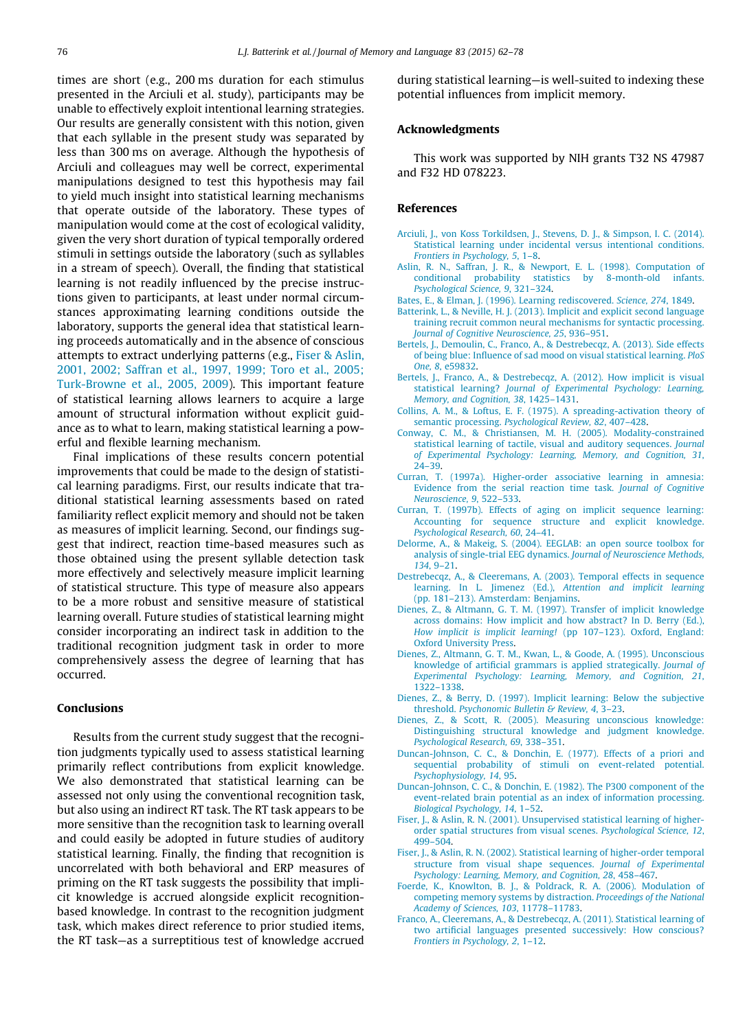times are short (e.g., 200 ms duration for each stimulus presented in the Arciuli et al. study), participants may be unable to effectively exploit intentional learning strategies. Our results are generally consistent with this notion, given that each syllable in the present study was separated by less than 300 ms on average. Although the hypothesis of Arciuli and colleagues may well be correct, experimental manipulations designed to test this hypothesis may fail to yield much insight into statistical learning mechanisms that operate outside of the laboratory. These types of manipulation would come at the cost of ecological validity, given the very short duration of typical temporally ordered stimuli in settings outside the laboratory (such as syllables in a stream of speech). Overall, the finding that statistical learning is not readily influenced by the precise instructions given to participants, at least under normal circumstances approximating learning conditions outside the laboratory, supports the general idea that statistical learning proceeds automatically and in the absence of conscious attempts to extract underlying patterns (e.g., Fiser & Aslin, 2001, 2002; Saffran et al., 1997, 1999; Toro et al., 2005; Turk-Browne et al., 2005, 2009). This important feature of statistical learning allows learners to acquire a large amount of structural information without explicit guidance as to what to learn, making statistical learning a powerful and flexible learning mechanism.

Final implications of these results concern potential improvements that could be made to the design of statistical learning paradigms. First, our results indicate that traditional statistical learning assessments based on rated familiarity reflect explicit memory and should not be taken as measures of implicit learning. Second, our findings suggest that indirect, reaction time-based measures such as those obtained using the present syllable detection task more effectively and selectively measure implicit learning of statistical structure. This type of measure also appears to be a more robust and sensitive measure of statistical learning overall. Future studies of statistical learning might consider incorporating an indirect task in addition to the traditional recognition judgment task in order to more comprehensively assess the degree of learning that has occurred.

## Conclusions

Results from the current study suggest that the recognition judgments typically used to assess statistical learning primarily reflect contributions from explicit knowledge. We also demonstrated that statistical learning can be assessed not only using the conventional recognition task, but also using an indirect RT task. The RT task appears to be more sensitive than the recognition task to learning overall and could easily be adopted in future studies of auditory statistical learning. Finally, the finding that recognition is uncorrelated with both behavioral and ERP measures of priming on the RT task suggests the possibility that implicit knowledge is accrued alongside explicit recognition-based knowledge. In contrast to the recognition judgment task, which makes direct reference to prior studied items, the RT task—as a surreptitious test of knowledge accrued during statistical learning—is well-suited to indexing these potential influences from implicit memory.

## Acknowledgments

This work was supported by NIH grants T32 NS 47987 and F32 HD 078223.

## References

Arciuli, J., von Koss Torkildsen, J., Stevens, D. J., & Simpson, I. C. (2014). Statistical learning under incidental versus intentional conditions. *Frontiers in Psychology, 5*, 1–8.

Aslin, R. N., Saffran, J. R., & Newport, E. L. (1998). Computation of conditional probability statistics by 8-month-old infants. *Psychological Science, 9*, 321–324.

Bates, E., & Elman, J. (1996). Learning rediscovered. *Science, 274*, 1849.

Batterink, L., & Neville, H. J. (2013). Implicit and explicit second language training recruit common neural mechanisms for syntactic processing. *Journal of Cognitive Neuroscience, 25*, 936–951.

Bertels, J., Demoulin, C., Franco, A., & Destrebecqz, A. (2013). Side effects of being blue: Influence of sad mood on visual statistical learning. *PloS One, 8*, e59832.

Bertels, J., Franco, A., & Destrebecqz, A. (2012). How implicit is visual statistical learning? *Journal of Experimental Psychology: Learning, Memory, and Cognition, 38*, 1425–1431.

Collins, A. M., & Loftus, E. F. (1975). A spreading-activation theory of semantic processing. *Psychological Review, 82*, 407–428.

Conway, C. M., & Christiansen, M. H. (2005). Modality-constrained statistical learning of tactile, visual and auditory sequences. *Journal of Experimental Psychology: Learning, Memory, and Cognition, 31*, 24–39.

Curran, T. (1997a). Higher-order associative learning in amnesia: Evidence from the serial reaction time task. *Journal of Cognitive Neuroscience, 9*, 522–533.

Curran, T. (1997b). Effects of aging on implicit sequence learning: Accounting for sequence structure and explicit knowledge. *Psychological Research, 60*, 24–41.

Delorme, A., & Makeig, S. (2004). EEGLAB: an open source toolbox for analysis of single-trial EEG dynamics. *Journal of Neuroscience Methods, 134*, 9–21.

Destrebecqz, A., & Cleeremans, A. (2003). Temporal effects in sequence learning. In L. Jimenez (Ed.), *Attention and implicit learning* (pp. 181–213). Amsterdam: Benjamins.

Dienes, Z., & Altmann, G. T. M. (1997). Transfer of implicit knowledge across domains: How implicit and how abstract? In D. Berry (Ed.), *How implicit is implicit learning!* (pp 107–123). Oxford, England: Oxford University Press.

Dienes, Z., Altmann, G. T. M., Kwan, L., & Goode, A. (1995). Unconscious knowledge of artificial grammars is applied strategically. *Journal of Experimental Psychology: Learning, Memory, and Cognition, 21*, 1322–1338.

Dienes, Z., & Berry, D. (1997). Implicit learning: Below the subjective threshold. *Psychonomic Bulletin & Review, 4*, 3–23.

Dienes, Z., & Scott, R. (2005). Measuring unconscious knowledge: Distinguishing structural knowledge and judgment knowledge. *Psychological Research, 69*, 338–351.

Duncan-Johnson, C. C., & Donchin, E. (1977). Effects of a priori and sequential probability of stimuli on event-related potential. *Psychophysiology, 14*, 95.

Duncan-Johnson, C. C., & Donchin, E. (1982). The P300 component of the event-related brain potential as an index of information processing. *Biological Psychology, 14*, 1–52.

Fiser, J., & Aslin, R. N. (2001). Unsupervised statistical learning of higher-order spatial structures from visual scenes. *Psychological Science, 12*, 499–504.

Fiser, J., & Aslin, R. N. (2002). Statistical learning of higher-order temporal structure from visual shape sequences. *Journal of Experimental Psychology: Learning, Memory, and Cognition, 28*, 458–467.

Foerde, K., Knowlton, B. J., & Poldrack, R. A. (2006). Modulation of competing memory systems by distraction. *Proceedings of the National Academy of Sciences, 103*, 11778–11783.

Franco, A., Cleeremans, A., & Destrebecqz, A. (2011). Statistical learning of two artificial languages presented successively: How conscious? *Frontiers in Psychology, 2*, 1–12.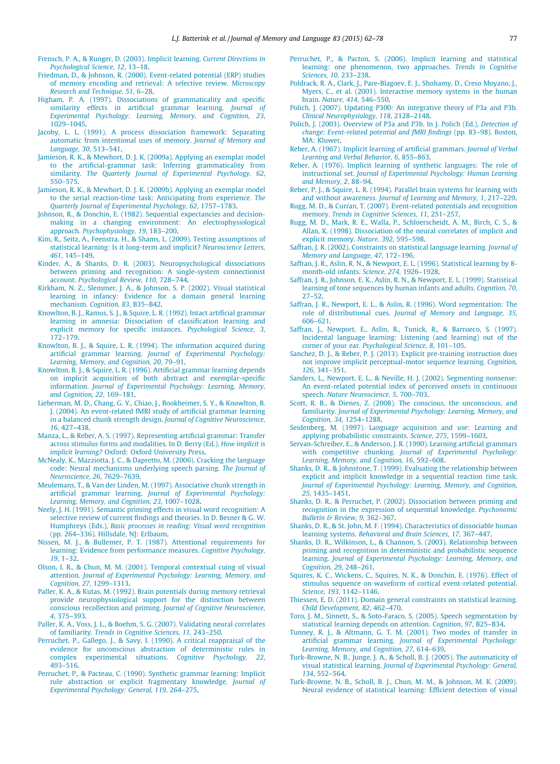Frensch, P. A., & Runger, D. (2003). Implicit learning. *Current Directions in Psychological Science, 12*, 13–18.

Friedman, D., & Johnson, R. (2000). Event-related potential (ERP) studies of memory encoding and retrieval: A selective review. *Microscopy Research and Technique, 51*, 6–28.

Higham, P. A. (1997). Dissociations of grammaticality and specific similarity effects in artificial grammar learning. *Journal of Experimental Psychology: Learning, Memory, and Cognition, 23*, 1029–1045.

Jacoby, L. L. (1991). A process dissociation framework: Separating automatic from intentional uses of memory. *Journal of Memory and Language, 30*, 513–541.

Jamieson, R. K., & Mewhort, D. J. K. (2009a). Applying an exemplar model to the artificial-grammar task: Inferring grammaticality from similarity. *The Quarterly Journal of Experimental Psychology, 62*, 550–575.

Jamieson, R. K., & Mewhort, D. J. K. (2009b). Applying an exemplar model to the serial reaction-time task: Anticipating from experience. *The Quarterly Journal of Experimental Psychology, 62*, 1757–1783.

Johnson, R., & Donchin, E. (1982). Sequential expectancies and decision-making in a changing environment: An electrophysiological approach. *Psychophysiology, 19*, 183–200.

Kim, R., Seitz, A., Feenstra, H., & Shams, L. (2009). Testing assumptions of statistical learning: Is it long-term and implicit? *Neuroscience Letters, 461*, 145–149.

Kinder, A., & Shanks, D. R. (2003). Neuropsychological dissociations between priming and recognition: A single-system connectionist account. *Psychological Review, 110*, 728–744.

Kirkham, N. Z., Slemmer, J. A., & Johnson, S. P. (2002). Visual statistical learning in infancy: Evidence for a domain general learning mechanism. *Cognition, 83*, B35–B42.

Knowlton, B. J., Ramus, S. J., & Squire, L. R. (1992). Intact artificial grammar learning in amnesia: Dissociation of classification learning and explicit memory for specific instances. *Psychological Science, 3*, 172–179.

Knowlton, B. J., & Squire, L. R. (1994). The information acquired during artificial grammar learning. *Journal of Experimental Psychology: Learning, Memory, and Cognition, 20*, 79–91.

Knowlton, B. J., & Squire, L. R. (1996). Artificial grammar learning depends on implicit acquisition of both abstract and exemplar-specific information. *Journal of Experimental Psychology: Learning, Memory, and Cognition, 22*, 169–181.

Lieberman, M. D., Chang, G. Y., Chiao, J., Bookheimer, S. Y., & Knowlton, B. J. (2004). An event-related fMRI study of artificial grammar learning in a balanced chunk strength design. *Journal of Cognitive Neuroscience, 16*, 427–438.

Manza, L., & Reber, A. S. (1997). Representing artificial grammar: Transfer across stimulus forms and modalities. In D. Berry (Ed.), *How implicit is implicit learning?* Oxford: Oxford University Press.

McNealy, K., Mazziotta, J. C., & Dapretto, M. (2006). Cracking the language code: Neural mechanisms underlying speech parsing. *The Journal of Neuroscience, 26*, 7629–7639.

Meulemans, T., & Van der Linden, M. (1997). Associative chunk strength in artificial grammar learning. *Journal of Experimental Psychology: Learning, Memory, and Cognition, 23*, 1007–1028.

Neely, J. H. (1991). Semantic priming effects in visual word recognition: A selective review of current findings and theories. In D. Besner & G. W. Humphreys (Eds.), *Basic processes in reading: Visual word recognition* (pp. 264–336). Hillsdale, NJ: Erlbaum.

Nissen, M. J., & Bullemer, P. T. (1987). Attentional requirements for learning: Evidence from performance measures. *Cognitive Psychology, 19*, 1–32.

Olson, I. R., & Chun, M. M. (2001). Temporal contextual cuing of visual attention. *Journal of Experimental Psychology: Learning, Memory, and Cognition, 27*, 1299–1313.

Paller, K. A., & Kutas, M. (1992). Brain potentials during memory retrieval provide neurophysiological support for the distinction between conscious recollection and priming. *Journal of Cognitive Neuroscience, 4*, 375–393.

Paller, K. A., Voss, J. L., & Boehm, S. G. (2007). Validating neural correlates of familiarity. *Trends in Cognitive Sciences, 11*, 243–250.

Perruchet, P., Gallego, J., & Savy, I. (1990). A critical reappraisal of the evidence for unconscious abstraction of deterministic rules in complex experimental situations. *Cognitive Psychology, 22*, 493–516.

Perruchet, P., & Pacteau, C. (1990). Synthetic grammar learning: Implicit rule abstraction or explicit fragmentary knowledge. *Journal of Experimental Psychology: General, 119*, 264–275.

Perruchet, P., & Pacton, S. (2006). Implicit learning and statistical learning: one phenomenon, two approaches. *Trends in Cognitive Sciences, 10*, 233–238.

Poldrack, R. A., Clark, J., Pare-Blagoev, E. J., Shohamy, D., Creso Moyano, J., Myers, C., et al. (2001). Interactive memory systems in the human brain. *Nature, 414*, 546–550.

Polich, J. (2007). Updating P300: An integrative theory of P3a and P3b. *Clinical Neurophysiology, 118*, 2128–2148.

Polich, J. (2003). Overview of P3a and P3b. In J. Polich (Ed.), *Detection of change: Event-related potential and fMRI findings* (pp. 83–98). Boston, MA: Kluwer.

Reber, A. (1967). Implicit learning of artificial grammars. *Journal of Verbal Learning and Verbal Behavior, 6*, 855–863.

Reber, A. (1976). Implicit learning of synthetic languages: The role of instructional set. *Journal of Experimental Psychology: Human Learning and Memory, 2*, 88–94.

Reber, P. J., & Squire, L. R. (1994). Parallel brain systems for learning with and without awareness. *Journal of Learning and Memory, 1*, 217–229.

Rugg, M. D., & Curran, T. (2007). Event-related potentials and recognition memory. *Trends in Cognitive Sciences, 11*, 251–257.

Rugg, M. D., Mark, R. E., Walla, P., Schloerscheidt, A. M., Birch, C. S., & Allan, K. (1998). Dissociation of the neural correlates of implicit and explicit memory. *Nature, 392*, 595–598.

Saffran, J. R. (2002). Constraints on statistical language learning. *Journal of Memory and Language, 47*, 172–196.

Saffran, J. R., Aslin, R. N., & Newport, E. L. (1996). Statistical learning by 8-month-old infants. *Science, 274*, 1926–1928.

Saffran, J. R., Johnson, E. K., Aslin, R. N., & Newport, E. L. (1999). Statistical learning of tone sequences by human infants and adults. *Cognition, 70*, 27–52.

Saffran, J. R., Newport, E. L., & Aslin, R. (1996). Word segmentation: The role of distributional cues. *Journal of Memory and Language, 35*, 606–621.

Saffran, J., Newport, E., Aslin, R., Tunick, R., & Barrueco, S. (1997). Incidental language learning: Listening (and learning) out of the corner of your ear. *Psychological Science, 8*, 101–105.

Sanchez, D. J., & Reber, P. J. (2013). Explicit pre-training instruction does not improve implicit perceptual-motor sequence learning. *Cognition, 126*, 341–351.

Sanders, L., Newport, E. L., & Neville, H. J. (2002). Segmenting nonsense: An event-related potential index of perceived onsets in continuous speech. *Nature Neuroscience, 5*, 700–703.

Scott, R. B., & Dienes, Z. (2008). The conscious, the unconscious, and familiarity. *Journal of Experimental Psychology: Learning, Memory, and Cognition, 34*, 1254–1288.

Seidenberg, M. (1997). Language acquisition and use: Learning and applying probabilistic constraints. *Science, 275*, 1599–1603.

Servan-Schreiber, E., & Anderson, J. R. (1990). Learning artificial grammars with competitive chunking. *Journal of Experimental Psychology: Learning, Memory, and Cognition, 16*, 592–608.

Shanks, D. R., & Johnstone, T. (1999). Evaluating the relationship between explicit and implicit knowledge in a sequential reaction time task. *Journal of Experimental Psychology: Learning, Memory, and Cognition, 25*, 1435–1451.

Shanks, D. R., & Perruchet, P. (2002). Dissociation between priming and recognition in the expression of sequential knowledge. *Psychonomic Bulletin & Review, 9*, 362–367.

Shanks, D. R., & St. John, M. F. (1994). Characteristics of dissociable human learning systems. *Behavioral and Brain Sciences, 17*, 367–447.

Shanks, D. R., Wilkinson, L., & Channon, S. (2003). Relationship between priming and recognition in deterministic and probabilistic sequence learning. *Journal of Experimental Psychology: Learning, Memory, and Cognition, 29*, 248–261.

Squires, K. C., Wickens, C., Squires, N. K., & Donchin, E. (1976). Effect of stimulus sequence on waveform of cortical event-related potential. *Science, 193*, 1142–1146.

Thiessen, E. D. (2011). Domain general constraints on statistical learning. *Child Development, 82*, 462–470.

Toro, J. M., Sinnett, S., & Soto-Faraco, S. (2005). Speech segmentation by statistical learning depends on attention. *Cognition, 97*, B25–B34.

Tunney, R. J., & Altmann, G. T. M. (2001). Two modes of transfer in artificial grammar learning. *Journal of Experimental Psychology: Learning, Memory, and Cognition, 27*, 614–639.

Turk-Browne, N. B., Junge, J. A., & Scholl, B. J. (2005). The automaticity of visual statistical learning. *Journal of Experimental Psychology: General, 134*, 552–564.

Turk-Browne, N. B., Scholl, B. J., Chun, M. M., & Johnson, M. K. (2009). Neural evidence of statistical learning: Efficient detection of visual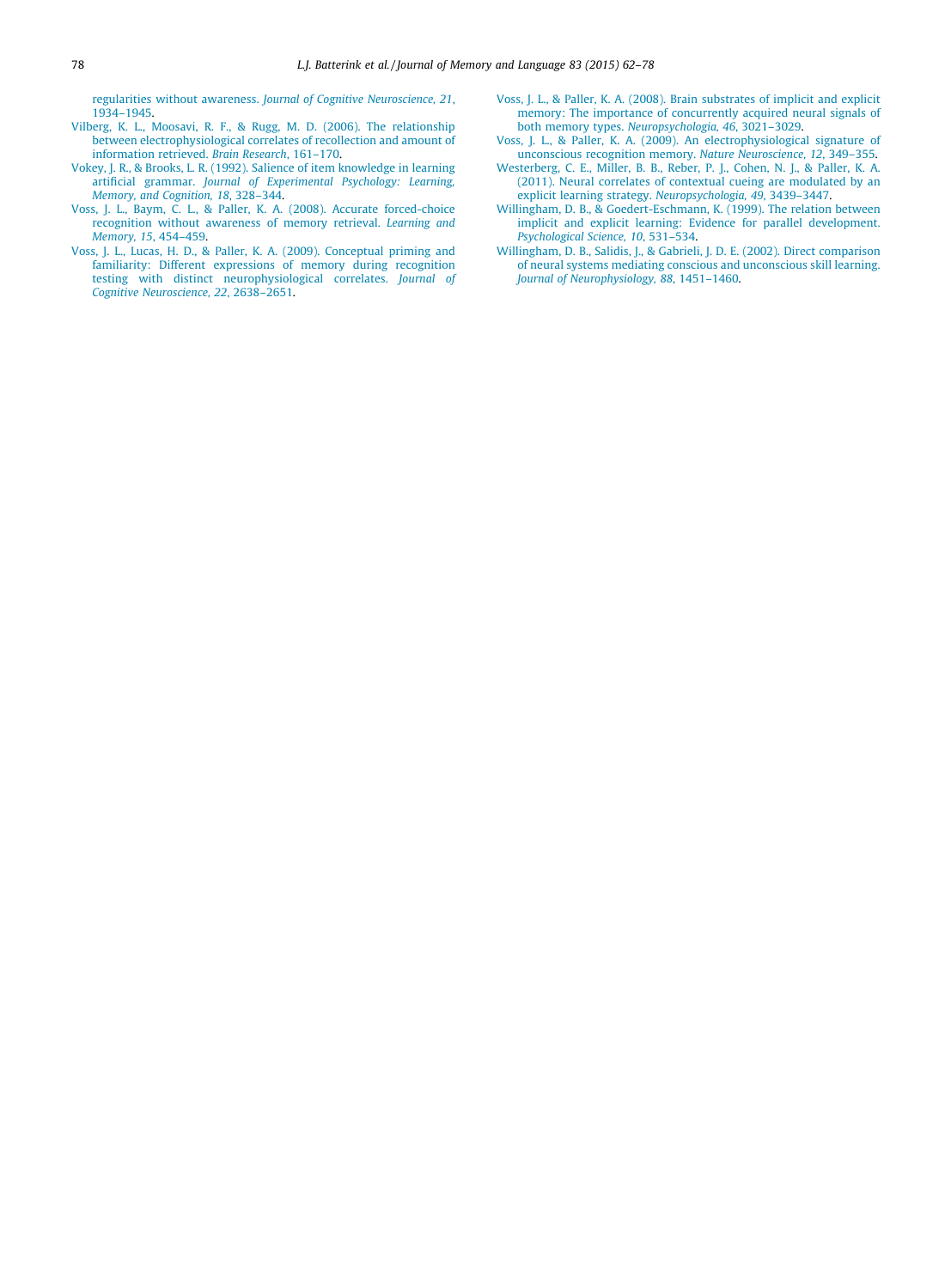regularities without awareness. *Journal of Cognitive Neuroscience, 21*, 1934–1945.

Vilberg, K. L., Moosavi, R. F., & Rugg, M. D. (2006). The relationship between electrophysiological correlates of recollection and amount of information retrieved. *Brain Research*, 161–170.

Vokey, J. R., & Brooks, L. R. (1992). Salience of item knowledge in learning artificial grammar. *Journal of Experimental Psychology: Learning, Memory, and Cognition, 18*, 328–344.

Voss, J. L., Baym, C. L., & Paller, K. A. (2008). Accurate forced-choice recognition without awareness of memory retrieval. *Learning and Memory, 15*, 454–459.

Voss, J. L., Lucas, H. D., & Paller, K. A. (2009). Conceptual priming and familiarity: Different expressions of memory during recognition testing with distinct neurophysiological correlates. *Journal of Cognitive Neuroscience, 22*, 2638–2651.

Voss, J. L., & Paller, K. A. (2008). Brain substrates of implicit and explicit memory: The importance of concurrently acquired neural signals of both memory types. *Neuropsychologia, 46*, 3021–3029.

Voss, J. L., & Paller, K. A. (2009). An electrophysiological signature of unconscious recognition memory. *Nature Neuroscience, 12*, 349–355.

Westerberg, C. E., Miller, B. B., Reber, P. J., Cohen, N. J., & Paller, K. A. (2011). Neural correlates of contextual cueing are modulated by an explicit learning strategy. *Neuropsychologia, 49*, 3439–3447.

Willingham, D. B., & Goedert-Eschmann, K. (1999). The relation between implicit and explicit learning: Evidence for parallel development. *Psychological Science, 10*, 531–534.

Willingham, D. B., Salidis, J., & Gabrieli, J. D. E. (2002). Direct comparison of neural systems mediating conscious and unconscious skill learning. *Journal of Neurophysiology, 88*, 1451–1460.